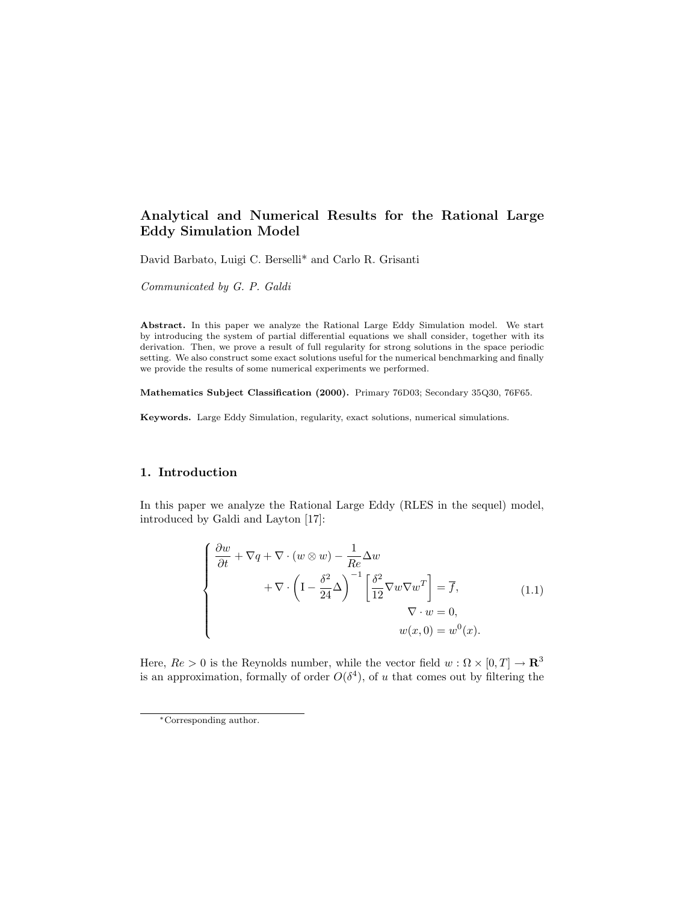# Analytical and Numerical Results for the Rational Large Eddy Simulation Model

David Barbato, Luigi C. Berselli* and Carlo R. Grisanti

*Communicated by G. P. Galdi*

**Abstract.** In this paper we analyze the Rational Large Eddy Simulation model. We start by introducing the system of partial differential equations we shall consider, together with its derivation. Then, we prove a result of full regularity for strong solutions in the space periodic setting. We also construct some exact solutions useful for the numerical benchmarking and finally we provide the results of some numerical experiments we performed.

**Mathematics Subject Classification (2000).** Primary 76D03; Secondary 35Q30, 76F65.

**Keywords.** Large Eddy Simulation, regularity, exact solutions, numerical simulations.

## 1. Introduction

In this paper we analyze the Rational Large Eddy (RLES in the sequel) model, introduced by Galdi and Layton [17]:

$$
\begin{cases}
\dfrac{\partial w}{\partial t} + \nabla q + \nabla \cdot (w \otimes w) - \dfrac{1}{Re}\Delta w \\
\qquad\qquad + \nabla \cdot \left( \mathrm{I} - \dfrac{\delta^2}{24}\Delta \right)^{-1} \left[ \dfrac{\delta^2}{12} \nabla w \nabla w^T \right] = \overline{f}, \\
\qquad\qquad\qquad\qquad\qquad \nabla \cdot w = 0, \\
\qquad\qquad\qquad\qquad\qquad w(x,0) = w^0(x).
\end{cases}
\tag{1.1}
$$

Here, $Re > 0$ is the Reynolds number, while the vector field $w : \Omega \times [0,T] \to \mathbf{R}^3$ is an approximation, formally of order $O(\delta^4)$, of $u$ that comes out by filtering the

*Corresponding author.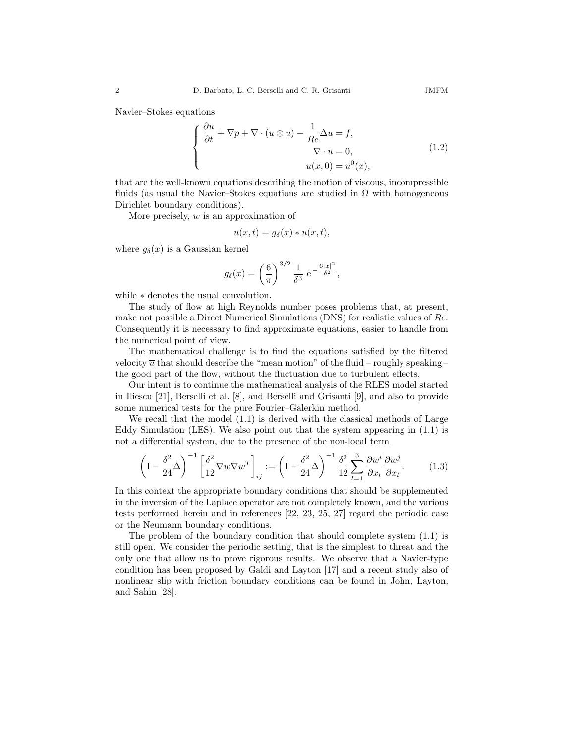Navier–Stokes equations

$$
\begin{cases}
\dfrac{\partial u}{\partial t} + \nabla p + \nabla \cdot (u \otimes u) - \dfrac{1}{Re}\Delta u = f, \\
\nabla \cdot u = 0, \\
u(x,0) = u^0(x),
\end{cases}
\tag{1.2}
$$

that are the well-known equations describing the motion of viscous, incompressible fluids (as usual the Navier–Stokes equations are studied in $\Omega$ with homogeneous Dirichlet boundary conditions).

More precisely, $w$ is an approximation of

$$
\overline{u}(x,t) = g_\delta(x) * u(x,t),
$$

where $g_\delta(x)$ is a Gaussian kernel

$$
g_\delta(x) = \left(\frac{6}{\pi}\right)^{3/2} \frac{1}{\delta^3}\, \mathrm{e}^{-\frac{6|x|^2}{\delta^2}},
$$

while $*$ denotes the usual convolution.

The study of flow at high Reynolds number poses problems that, at present, make not possible a Direct Numerical Simulations (DNS) for realistic values of $Re$. Consequently it is necessary to find approximate equations, easier to handle from the numerical point of view.

The mathematical challenge is to find the equations satisfied by the filtered velocity $\overline{u}$ that should describe the "mean motion" of the fluid – roughly speaking – the good part of the flow, without the fluctuation due to turbulent effects.

Our intent is to continue the mathematical analysis of the RLES model started in Iliescu [21], Berselli et al. [8], and Berselli and Grisanti [9], and also to provide some numerical tests for the pure Fourier–Galerkin method.

We recall that the model (1.1) is derived with the classical methods of Large Eddy Simulation (LES). We also point out that the system appearing in (1.1) is not a differential system, due to the presence of the non-local term

$$
\left(\mathrm{I} - \frac{\delta^2}{24}\Delta\right)^{-1} \left[\frac{\delta^2}{12}\nabla w \nabla w^T\right]_{ij} := \left(\mathrm{I} - \frac{\delta^2}{24}\Delta\right)^{-1} \frac{\delta^2}{12} \sum_{l=1}^{3} \frac{\partial w^i}{\partial x_l}\frac{\partial w^j}{\partial x_l}.
\tag{1.3}
$$

In this context the appropriate boundary conditions that should be supplemented in the inversion of the Laplace operator are not completely known, and the various tests performed herein and in references [22, 23, 25, 27] regard the periodic case or the Neumann boundary conditions.

The problem of the boundary condition that should complete system (1.1) is still open. We consider the periodic setting, that is the simplest to threat and the only one that allow us to prove rigorous results. We observe that a Navier-type condition has been proposed by Galdi and Layton [17] and a recent study also of nonlinear slip with friction boundary conditions can be found in John, Layton, and Sahin [28].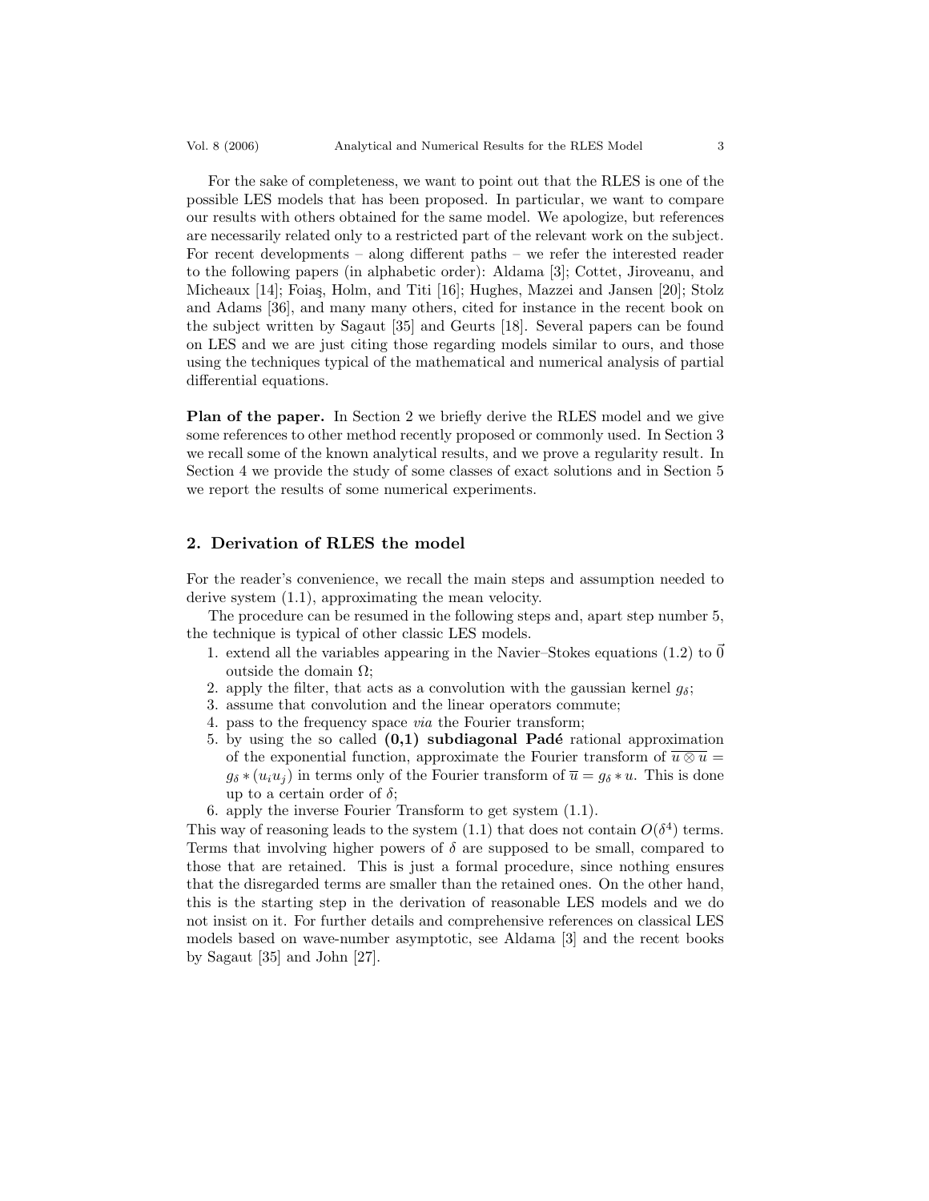For the sake of completeness, we want to point out that the RLES is one of the possible LES models that has been proposed. In particular, we want to compare our results with others obtained for the same model. We apologize, but references are necessarily related only to a restricted part of the relevant work on the subject. For recent developments – along different paths – we refer the interested reader to the following papers (in alphabetic order): Aldama [3]; Cottet, Jiroveanu, and Micheaux [14]; Foiaş, Holm, and Titi [16]; Hughes, Mazzei and Jansen [20]; Stolz and Adams [36], and many many others, cited for instance in the recent book on the subject written by Sagaut [35] and Geurts [18]. Several papers can be found on LES and we are just citing those regarding models similar to ours, and those using the techniques typical of the mathematical and numerical analysis of partial differential equations.

**Plan of the paper.** In Section 2 we briefly derive the RLES model and we give some references to other method recently proposed or commonly used. In Section 3 we recall some of the known analytical results, and we prove a regularity result. In Section 4 we provide the study of some classes of exact solutions and in Section 5 we report the results of some numerical experiments.

## 2. Derivation of RLES the model

For the reader's convenience, we recall the main steps and assumption needed to derive system (1.1), approximating the mean velocity.

The procedure can be resumed in the following steps and, apart step number 5, the technique is typical of other classic LES models.

1. extend all the variables appearing in the Navier–Stokes equations (1.2) to $\vec{0}$ outside the domain $\Omega$;
2. apply the filter, that acts as a convolution with the gaussian kernel $g_\delta$;
3. assume that convolution and the linear operators commute;
4. pass to the frequency space *via* the Fourier transform;
5. by using the so called **(0,1) subdiagonal Padé** rational approximation of the exponential function, approximate the Fourier transform of $\overline{u \otimes u} = g_\delta * (u_i u_j)$ in terms only of the Fourier transform of $\overline{u} = g_\delta * u$. This is done up to a certain order of $\delta$;
6. apply the inverse Fourier Transform to get system (1.1).

This way of reasoning leads to the system (1.1) that does not contain $O(\delta^4)$ terms. Terms that involving higher powers of $\delta$ are supposed to be small, compared to those that are retained. This is just a formal procedure, since nothing ensures that the disregarded terms are smaller than the retained ones. On the other hand, this is the starting step in the derivation of reasonable LES models and we do not insist on it. For further details and comprehensive references on classical LES models based on wave-number asymptotic, see Aldama [3] and the recent books by Sagaut [35] and John [27].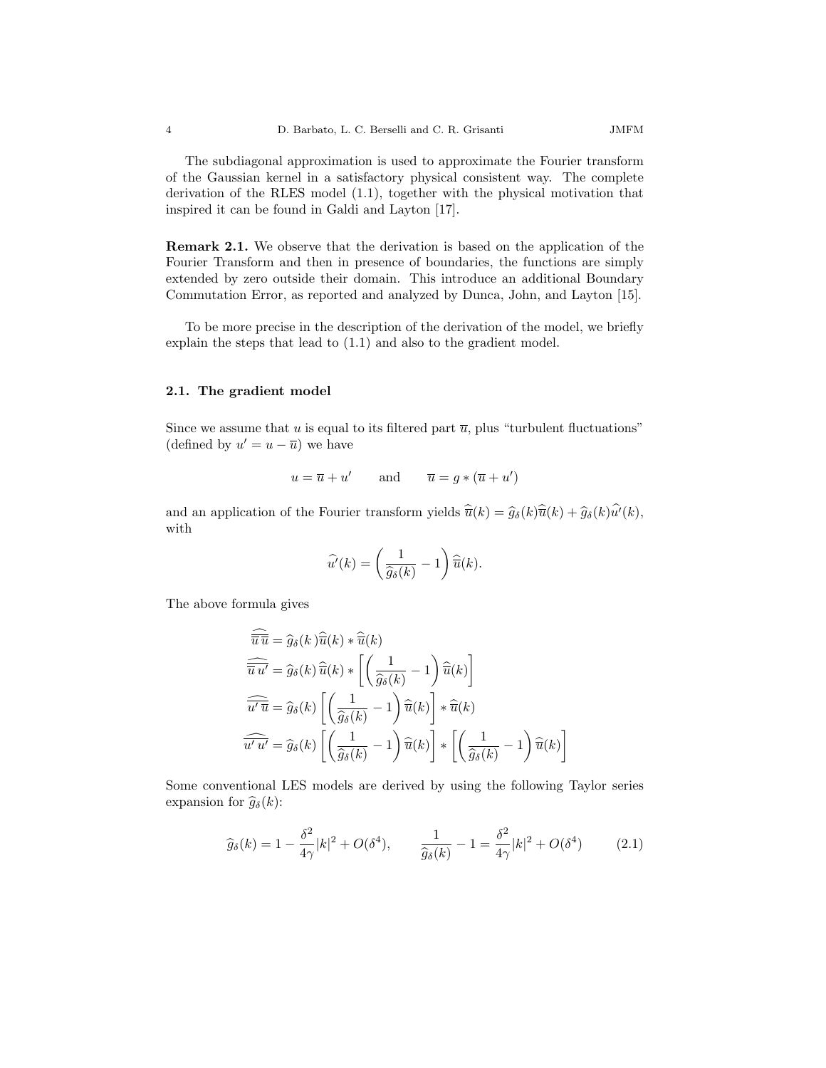The subdiagonal approximation is used to approximate the Fourier transform of the Gaussian kernel in a satisfactory physical consistent way. The complete derivation of the RLES model (1.1), together with the physical motivation that inspired it can be found in Galdi and Layton [17].

**Remark 2.1.** We observe that the derivation is based on the application of the Fourier Transform and then in presence of boundaries, the functions are simply extended by zero outside their domain. This introduce an additional Boundary Commutation Error, as reported and analyzed by Dunca, John, and Layton [15].

To be more precise in the description of the derivation of the model, we briefly explain the steps that lead to (1.1) and also to the gradient model.

### 2.1. The gradient model

Since we assume that $u$ is equal to its filtered part $\overline{u}$, plus "turbulent fluctuations" (defined by $u' = u - \overline{u}$) we have

$$u = \overline{u} + u' \qquad \text{and} \qquad \overline{u} = g * (\overline{u} + u')$$

and an application of the Fourier transform yields $\widehat{\overline{u}}(k) = \widehat{g}_\delta(k)\widehat{\overline{u}}(k) + \widehat{g}_\delta(k)\widehat{u'}(k)$, with

$$\widehat{u'}(k) = \left(\frac{1}{\widehat{g}_\delta(k)} - 1\right)\widehat{\overline{u}}(k).$$

The above formula gives

$$\begin{aligned}
\widehat{\overline{\overline{u}\,\overline{u}}} &= \widehat{g}_\delta(k)\widehat{\overline{u}}(k) * \widehat{\overline{u}}(k) \\
\widehat{\overline{\overline{u}\,u'}} &= \widehat{g}_\delta(k)\,\widehat{\overline{u}}(k) * \left[\left(\frac{1}{\widehat{g}_\delta(k)} - 1\right)\widehat{\overline{u}}(k)\right] \\
\widehat{\overline{u'\,\overline{u}}} &= \widehat{g}_\delta(k)\left[\left(\frac{1}{\widehat{g}_\delta(k)} - 1\right)\widehat{\overline{u}}(k)\right] * \widehat{\overline{u}}(k) \\
\widehat{\overline{u'\,u'}} &= \widehat{g}_\delta(k)\left[\left(\frac{1}{\widehat{g}_\delta(k)} - 1\right)\widehat{\overline{u}}(k)\right] * \left[\left(\frac{1}{\widehat{g}_\delta(k)} - 1\right)\widehat{\overline{u}}(k)\right]
\end{aligned}$$

Some conventional LES models are derived by using the following Taylor series expansion for $\widehat{g}_\delta(k)$:

$$\widehat{g}_\delta(k) = 1 - \frac{\delta^2}{4\gamma}|k|^2 + O(\delta^4), \qquad \frac{1}{\widehat{g}_\delta(k)} - 1 = \frac{\delta^2}{4\gamma}|k|^2 + O(\delta^4) \tag{2.1}$$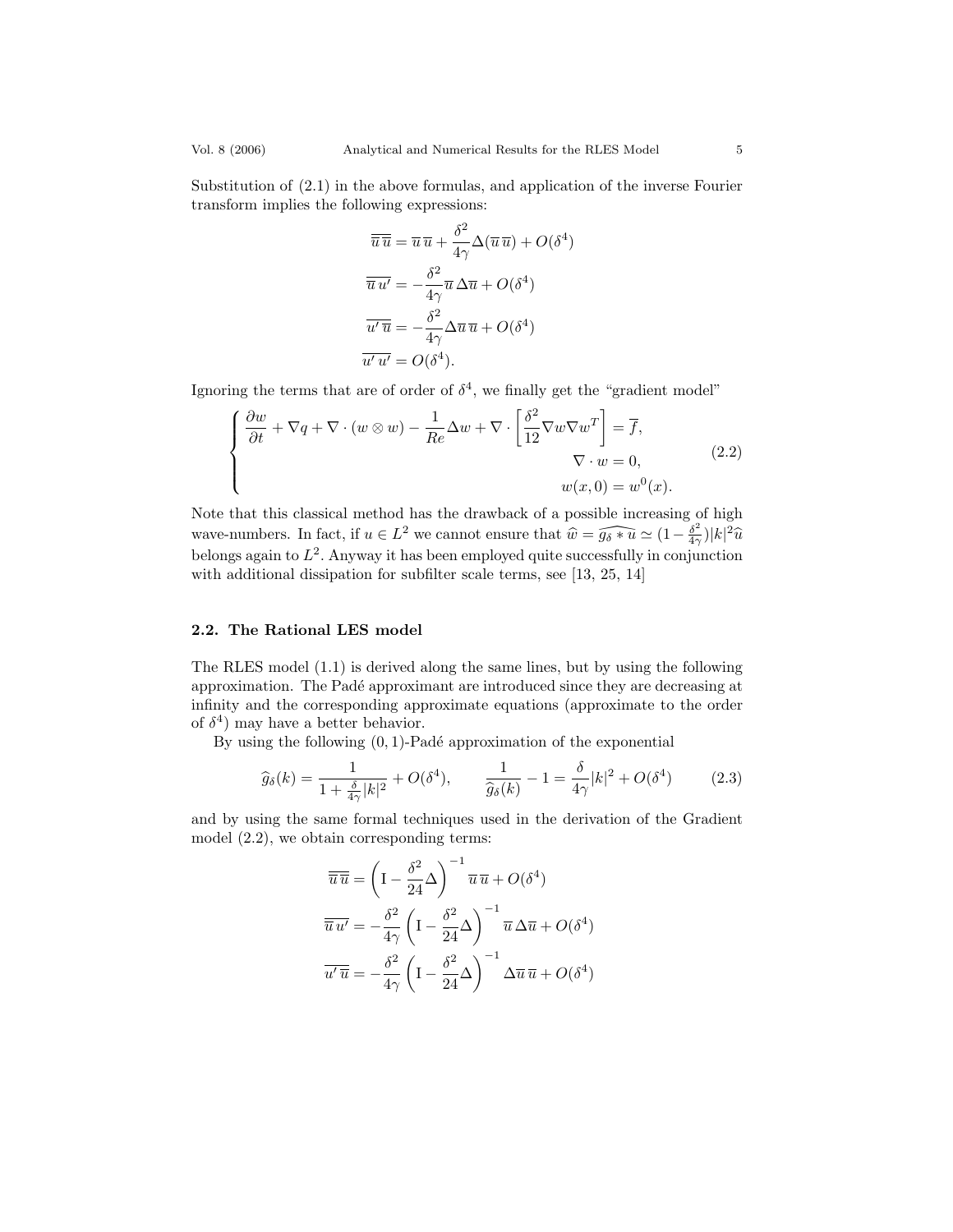Substitution of (2.1) in the above formulas, and application of the inverse Fourier transform implies the following expressions:

$$
\begin{aligned}
\overline{\overline{u}\,\overline{u}} &= \overline{u}\,\overline{u} + \frac{\delta^2}{4\gamma}\Delta(\overline{u}\,\overline{u}) + O(\delta^4) \\
\overline{\overline{u}\,u'} &= -\frac{\delta^2}{4\gamma}\overline{u}\,\Delta\overline{u} + O(\delta^4) \\
\overline{u'\,\overline{u}} &= -\frac{\delta^2}{4\gamma}\Delta\overline{u}\,\overline{u} + O(\delta^4) \\
\overline{u'\,u'} &= O(\delta^4).
\end{aligned}
$$

Ignoring the terms that are of order of $\delta^4$, we finally get the "gradient model"

$$
\begin{cases}
\dfrac{\partial w}{\partial t} + \nabla q + \nabla\cdot(w\otimes w) - \dfrac{1}{Re}\Delta w + \nabla\cdot\left[\dfrac{\delta^2}{12}\nabla w \nabla w^T\right] = \overline{f}, \\
\hfill \nabla\cdot w = 0, \\
\hfill w(x,0) = w^0(x).
\end{cases}
\tag{2.2}
$$

Note that this classical method has the drawback of a possible increasing of high wave-numbers. In fact, if $u\in L^2$ we cannot ensure that $\widehat{w} = \widehat{g_\delta * u} \simeq (1-\frac{\delta^2}{4\gamma})|k|^2\widehat{u}$ belongs again to $L^2$. Anyway it has been employed quite successfully in conjunction with additional dissipation for subfilter scale terms, see [13, 25, 14]

### 2.2. The Rational LES model

The RLES model (1.1) is derived along the same lines, but by using the following approximation. The Padé approximant are introduced since they are decreasing at infinity and the corresponding approximate equations (approximate to the order of $\delta^4$) may have a better behavior.

By using the following $(0,1)$-Padé approximation of the exponential

$$
\widehat{g}_\delta(k) = \frac{1}{1+\frac{\delta}{4\gamma}|k|^2} + O(\delta^4), \qquad \frac{1}{\widehat{g}_\delta(k)} - 1 = \frac{\delta}{4\gamma}|k|^2 + O(\delta^4) \tag{2.3}
$$

and by using the same formal techniques used in the derivation of the Gradient model (2.2), we obtain corresponding terms:

$$
\begin{aligned}
\overline{\overline{u}\,\overline{u}} &= \left(\mathrm{I} - \frac{\delta^2}{24}\Delta\right)^{-1}\overline{u}\,\overline{u} + O(\delta^4) \\
\overline{\overline{u}\,u'} &= -\frac{\delta^2}{4\gamma}\left(\mathrm{I} - \frac{\delta^2}{24}\Delta\right)^{-1}\overline{u}\,\Delta\overline{u} + O(\delta^4) \\
\overline{u'\,\overline{u}} &= -\frac{\delta^2}{4\gamma}\left(\mathrm{I} - \frac{\delta^2}{24}\Delta\right)^{-1}\Delta\overline{u}\,\overline{u} + O(\delta^4)
\end{aligned}
$$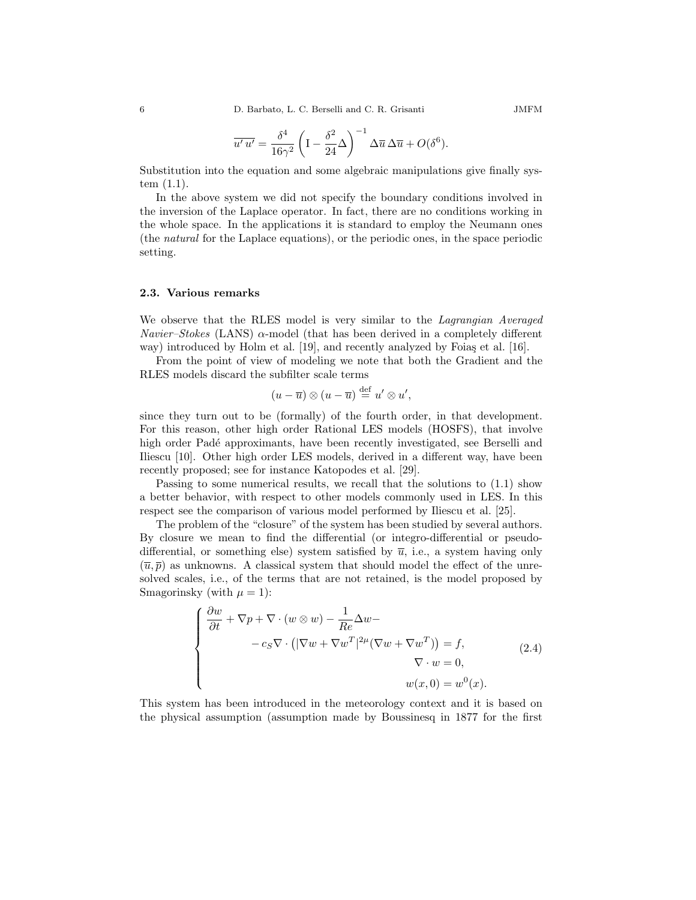$$\overline{u'\,u'} = \frac{\delta^4}{16\gamma^2}\left(\mathrm{I} - \frac{\delta^2}{24}\Delta\right)^{-1}\Delta\overline{u}\,\Delta\overline{u} + O(\delta^6).$$

Substitution into the equation and some algebraic manipulations give finally system (1.1).

In the above system we did not specify the boundary conditions involved in the inversion of the Laplace operator. In fact, there are no conditions working in the whole space. In the applications it is standard to employ the Neumann ones (the *natural* for the Laplace equations), or the periodic ones, in the space periodic setting.

### 2.3. Various remarks

We observe that the RLES model is very similar to the *Lagrangian Averaged Navier–Stokes* (LANS) $\alpha$-model (that has been derived in a completely different way) introduced by Holm et al. [19], and recently analyzed by Foiaş et al. [16].

From the point of view of modeling we note that both the Gradient and the RLES models discard the subfilter scale terms

$$(u - \overline{u}) \otimes (u - \overline{u}) \stackrel{\text{def}}{=} u' \otimes u',$$

since they turn out to be (formally) of the fourth order, in that development. For this reason, other high order Rational LES models (HOSFS), that involve high order Padé approximants, have been recently investigated, see Berselli and Iliescu [10]. Other high order LES models, derived in a different way, have been recently proposed; see for instance Katopodes et al. [29].

Passing to some numerical results, we recall that the solutions to (1.1) show a better behavior, with respect to other models commonly used in LES. In this respect see the comparison of various model performed by Iliescu et al. [25].

The problem of the "closure" of the system has been studied by several authors. By closure we mean to find the differential (or integro-differential or pseudo-differential, or something else) system satisfied by $\overline{u}$, i.e., a system having only $(\overline{u}, \overline{p})$ as unknowns. A classical system that should model the effect of the unresolved scales, i.e., of the terms that are not retained, is the model proposed by Smagorinsky (with $\mu = 1$):

$$\begin{cases} \dfrac{\partial w}{\partial t} + \nabla p + \nabla \cdot (w \otimes w) - \dfrac{1}{Re}\Delta w - \\ \qquad\qquad - c_S \nabla \cdot \left( |\nabla w + \nabla w^T|^{2\mu} (\nabla w + \nabla w^T) \right) = f, \\ \qquad\qquad\qquad\qquad\qquad\qquad \nabla \cdot w = 0, \\ \qquad\qquad\qquad\qquad\qquad\qquad w(x, 0) = w^0(x). \end{cases} \tag{2.4}$$

This system has been introduced in the meteorology context and it is based on the physical assumption (assumption made by Boussinesq in 1877 for the first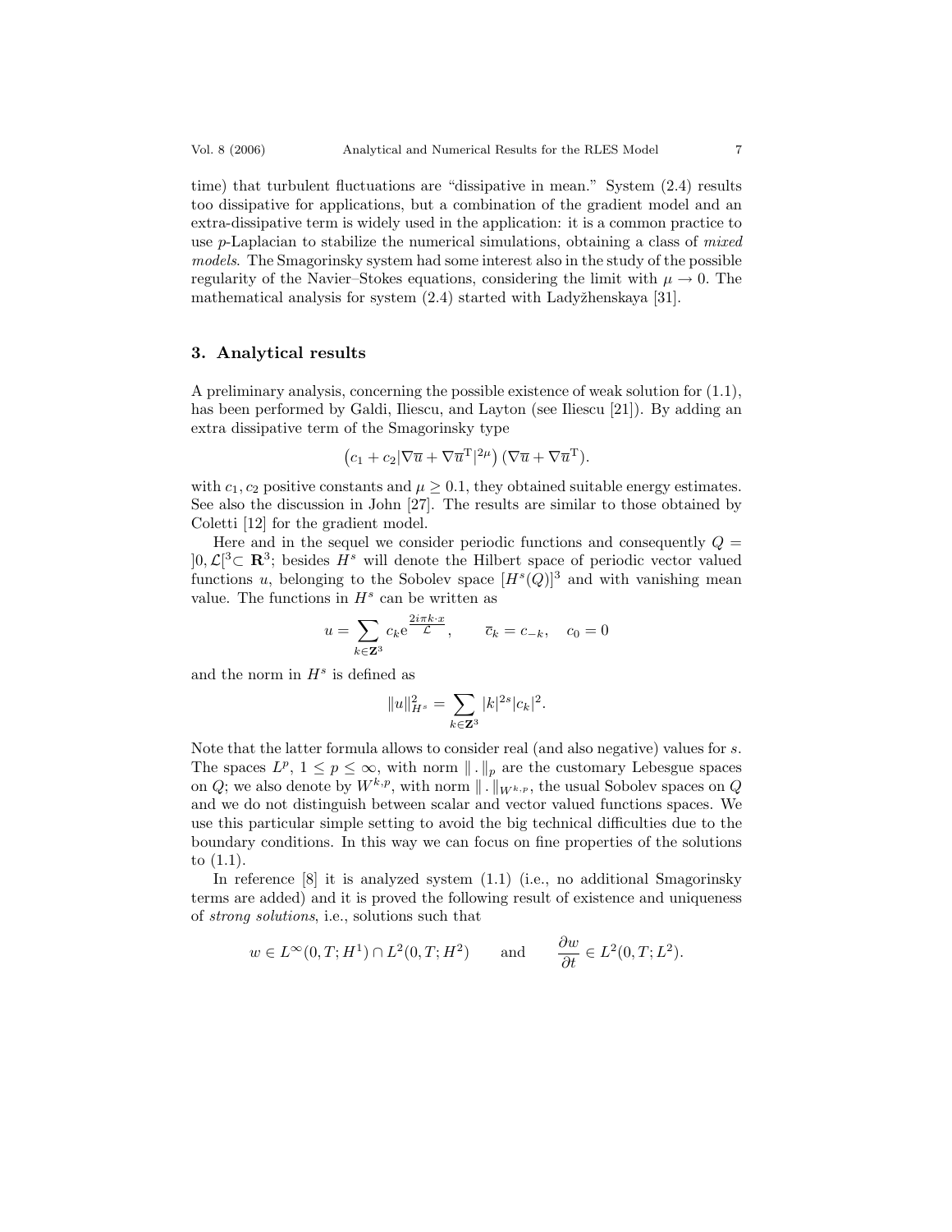time) that turbulent fluctuations are "dissipative in mean." System (2.4) results too dissipative for applications, but a combination of the gradient model and an extra-dissipative term is widely used in the application: it is a common practice to use $p$-Laplacian to stabilize the numerical simulations, obtaining a class of *mixed models*. The Smagorinsky system had some interest also in the study of the possible regularity of the Navier–Stokes equations, considering the limit with $\mu \to 0$. The mathematical analysis for system (2.4) started with Ladyžhenskaya [31].

## 3. Analytical results

A preliminary analysis, concerning the possible existence of weak solution for (1.1), has been performed by Galdi, Iliescu, and Layton (see Iliescu [21]). By adding an extra dissipative term of the Smagorinsky type

$$\left(c_1 + c_2|\nabla \overline{u} + \nabla \overline{u}^{\mathrm{T}}|^{2\mu}\right)(\nabla \overline{u} + \nabla \overline{u}^{\mathrm{T}}).$$

with $c_1, c_2$ positive constants and $\mu \geq 0.1$, they obtained suitable energy estimates. See also the discussion in John [27]. The results are similar to those obtained by Coletti [12] for the gradient model.

Here and in the sequel we consider periodic functions and consequently $Q = ]0, \mathcal{L}[^3 \subset \mathbf{R}^3$; besides $H^s$ will denote the Hilbert space of periodic vector valued functions $u$, belonging to the Sobolev space $[H^s(Q)]^3$ and with vanishing mean value. The functions in $H^s$ can be written as

$$u = \sum_{k \in \mathbf{Z}^3} c_k \mathrm{e}^{\frac{2i\pi k \cdot x}{\mathcal{L}}}, \qquad \overline{c}_k = c_{-k}, \quad c_0 = 0$$

and the norm in $H^s$ is defined as

$$\|u\|_{H^s}^2 = \sum_{k \in \mathbf{Z}^3} |k|^{2s} |c_k|^2.$$

Note that the latter formula allows to consider real (and also negative) values for $s$. The spaces $L^p$, $1 \leq p \leq \infty$, with norm $\|\,.\,\|_p$ are the customary Lebesgue spaces on $Q$; we also denote by $W^{k,p}$, with norm $\|\,.\,\|_{W^{k,p}}$, the usual Sobolev spaces on $Q$ and we do not distinguish between scalar and vector valued functions spaces. We use this particular simple setting to avoid the big technical difficulties due to the boundary conditions. In this way we can focus on fine properties of the solutions to (1.1).

In reference [8] it is analyzed system (1.1) (i.e., no additional Smagorinsky terms are added) and it is proved the following result of existence and uniqueness of *strong solutions*, i.e., solutions such that

$$w \in L^\infty(0, T; H^1) \cap L^2(0, T; H^2) \qquad \text{and} \qquad \frac{\partial w}{\partial t} \in L^2(0, T; L^2).$$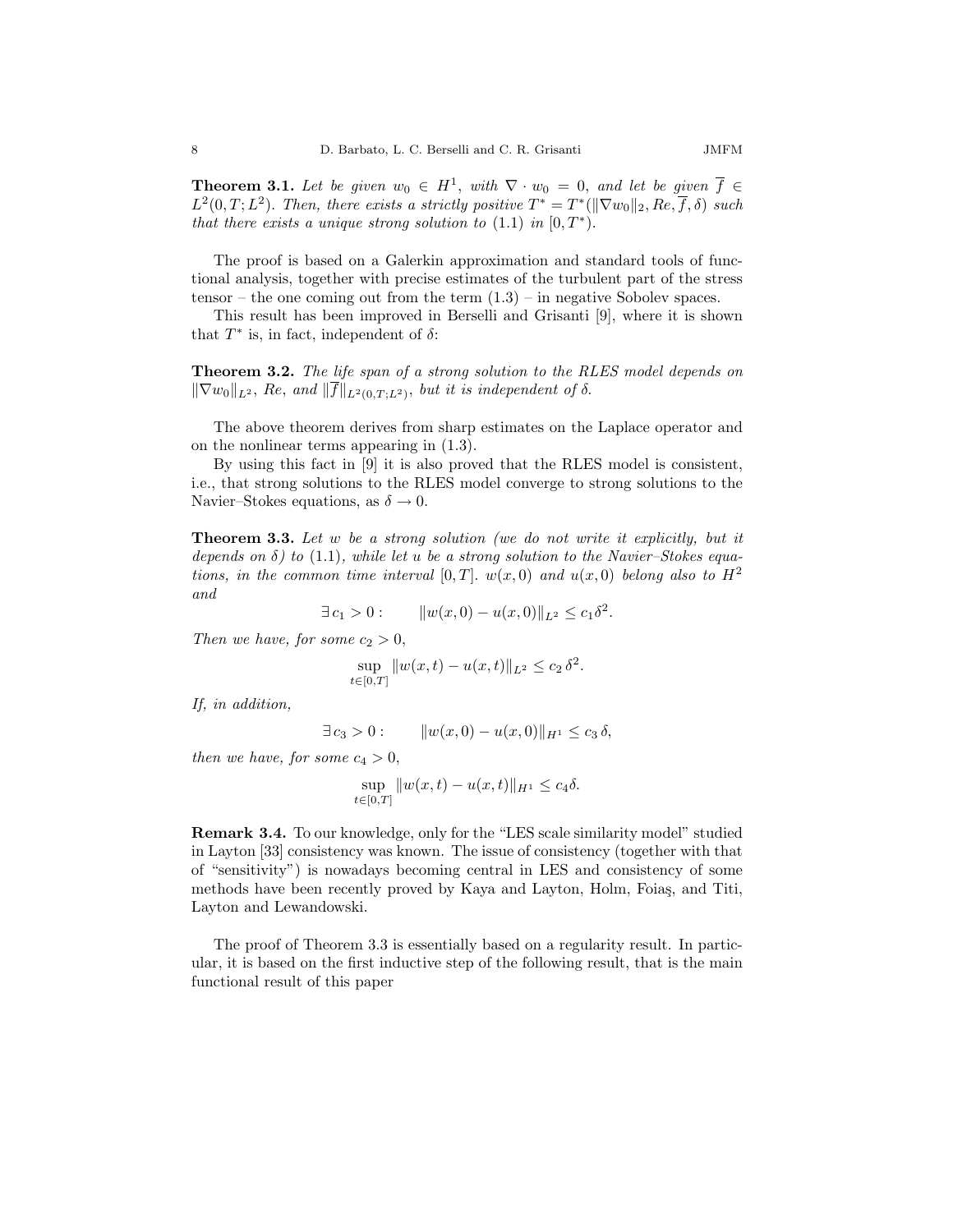**Theorem 3.1.** *Let be given $w_0 \in H^1$, with $\nabla \cdot w_0 = 0$, and let be given $\overline{f} \in L^2(0,T;L^2)$. Then, there exists a strictly positive $T^* = T^*(\|\nabla w_0\|_2, Re, \overline{f}, \delta)$ such that there exists a unique strong solution to* (1.1) *in* $[0, T^*)$.

The proof is based on a Galerkin approximation and standard tools of functional analysis, together with precise estimates of the turbulent part of the stress tensor – the one coming out from the term (1.3) – in negative Sobolev spaces.

This result has been improved in Berselli and Grisanti [9], where it is shown that $T^*$ is, in fact, independent of $\delta$:

**Theorem 3.2.** *The life span of a strong solution to the RLES model depends on $\|\nabla w_0\|_{L^2}$, $Re$, and $\|\overline{f}\|_{L^2(0,T;L^2)}$, but it is independent of $\delta$.*

The above theorem derives from sharp estimates on the Laplace operator and on the nonlinear terms appearing in (1.3).

By using this fact in [9] it is also proved that the RLES model is consistent, i.e., that strong solutions to the RLES model converge to strong solutions to the Navier–Stokes equations, as $\delta \to 0$.

**Theorem 3.3.** *Let $w$ be a strong solution (we do not write it explicitly, but it depends on $\delta$) to* (1.1)*, while let $u$ be a strong solution to the Navier–Stokes equations, in the common time interval $[0,T]$. $w(x,0)$ and $u(x,0)$ belong also to $H^2$ and*

$$\exists\, c_1 > 0: \qquad \|w(x,0) - u(x,0)\|_{L^2} \leq c_1 \delta^2.$$

*Then we have, for some $c_2 > 0$,*

$$\sup_{t\in[0,T]} \|w(x,t) - u(x,t)\|_{L^2} \leq c_2\, \delta^2.$$

*If, in addition,*

$$\exists\, c_3 > 0: \qquad \|w(x,0) - u(x,0)\|_{H^1} \leq c_3\, \delta,$$

*then we have, for some $c_4 > 0$,*

$$\sup_{t\in[0,T]} \|w(x,t) - u(x,t)\|_{H^1} \leq c_4 \delta.$$

**Remark 3.4.** To our knowledge, only for the "LES scale similarity model" studied in Layton [33] consistency was known. The issue of consistency (together with that of "sensitivity") is nowadays becoming central in LES and consistency of some methods have been recently proved by Kaya and Layton, Holm, Foiaş, and Titi, Layton and Lewandowski.

The proof of Theorem 3.3 is essentially based on a regularity result. In particular, it is based on the first inductive step of the following result, that is the main functional result of this paper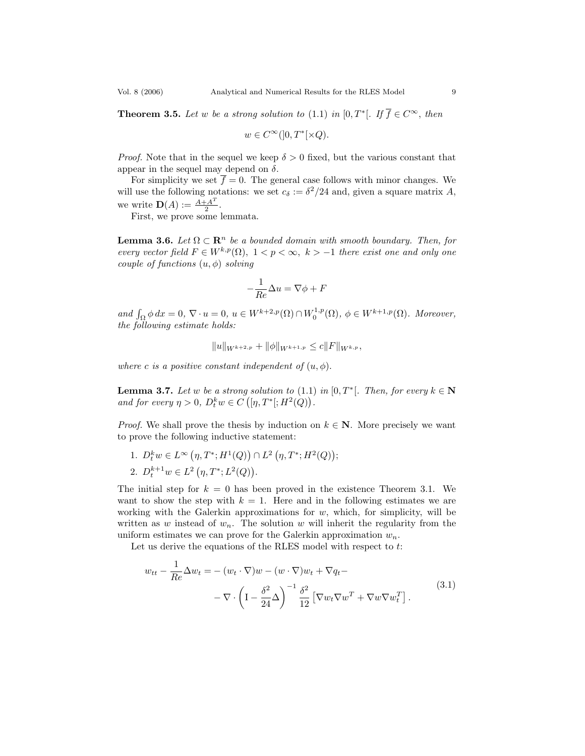**Theorem 3.5.** *Let $w$ be a strong solution to (1.1) in $[0,T^*[$. If $\overline{f} \in C^\infty$, then*

$$w \in C^\infty(]0,T^*[\times Q).$$

*Proof.* Note that in the sequel we keep $\delta > 0$ fixed, but the various constant that appear in the sequel may depend on $\delta$.

For simplicity we set $\overline{f} = 0$. The general case follows with minor changes. We will use the following notations: we set $c_\delta := \delta^2/24$ and, given a square matrix $A$, we write $\mathbf{D}(A) := \frac{A+A^T}{2}$.

First, we prove some lemmata.

**Lemma 3.6.** *Let $\Omega \subset \mathbf{R}^n$ be a bounded domain with smooth boundary. Then, for every vector field $F \in W^{k,p}(\Omega)$, $1 < p < \infty$, $k > -1$ there exist one and only one couple of functions $(u, \phi)$ solving*

$$-\frac{1}{Re}\Delta u = \nabla \phi + F$$

*and $\int_\Omega \phi\, dx = 0$, $\nabla \cdot u = 0$, $u \in W^{k+2,p}(\Omega) \cap W_0^{1,p}(\Omega)$, $\phi \in W^{k+1,p}(\Omega)$. Moreover, the following estimate holds:*

$$\|u\|_{W^{k+2,p}} + \|\phi\|_{W^{k+1,p}} \leq c\|F\|_{W^{k,p}},$$

*where $c$ is a positive constant independent of $(u, \phi)$.*

**Lemma 3.7.** *Let $w$ be a strong solution to (1.1) in $[0,T^*[$. Then, for every $k \in \mathbf{N}$ and for every $\eta > 0$, $D_t^k w \in C\left([\eta, T^*[; H^2(Q)\right)$.*

*Proof.* We shall prove the thesis by induction on $k \in \mathbf{N}$. More precisely we want to prove the following inductive statement:

1. $D_t^k w \in L^\infty\left(\eta, T^*; H^1(Q)\right) \cap L^2\left(\eta, T^*; H^2(Q)\right)$;
2. $D_t^{k+1} w \in L^2\left(\eta, T^*; L^2(Q)\right)$.

The initial step for $k = 0$ has been proved in the existence Theorem 3.1. We want to show the step with $k = 1$. Here and in the following estimates we are working with the Galerkin approximations for $w$, which, for simplicity, will be written as $w$ instead of $w_n$. The solution $w$ will inherit the regularity from the uniform estimates we can prove for the Galerkin approximation $w_n$.

Let us derive the equations of the RLES model with respect to $t$:

$$\begin{aligned} w_{tt} - \frac{1}{Re}\Delta w_t = &-(w_t \cdot \nabla) w - (w \cdot \nabla) w_t + \nabla q_t - \\ &- \nabla \cdot \left(\mathrm{I} - \frac{\delta^2}{24}\Delta\right)^{-1} \frac{\delta^2}{12}\left[\nabla w_t \nabla w^T + \nabla w \nabla w_t^T\right]. \end{aligned} \tag{3.1}$$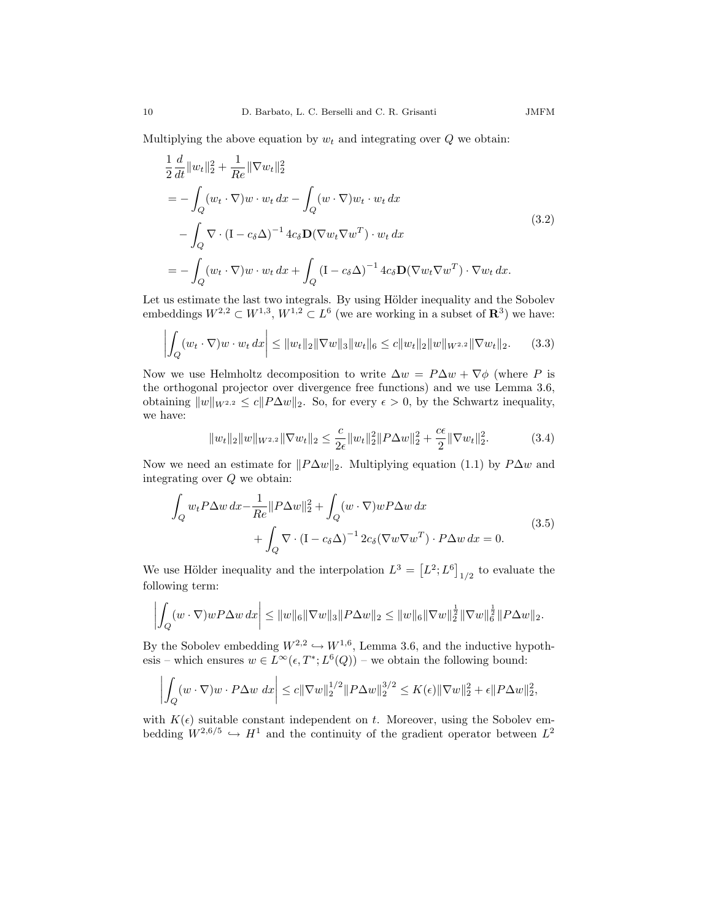Multiplying the above equation by $w_t$ and integrating over $Q$ we obtain:

$$
\begin{aligned}
&\frac{1}{2}\frac{d}{dt}\|w_t\|_2^2 + \frac{1}{Re}\|\nabla w_t\|_2^2 \\
&= -\int_Q (w_t \cdot \nabla) w \cdot w_t \, dx - \int_Q (w \cdot \nabla) w_t \cdot w_t \, dx \\
&\quad - \int_Q \nabla \cdot (\mathrm{I} - c_\delta \Delta)^{-1} \, 4c_\delta \mathbf{D}(\nabla w_t \nabla w^T) \cdot w_t \, dx \\
&= -\int_Q (w_t \cdot \nabla) w \cdot w_t \, dx + \int_Q (\mathrm{I} - c_\delta \Delta)^{-1} \, 4c_\delta \mathbf{D}(\nabla w_t \nabla w^T) \cdot \nabla w_t \, dx.
\end{aligned}
\tag{3.2}
$$

Let us estimate the last two integrals. By using Hölder inequality and the Sobolev embeddings $W^{2,2} \subset W^{1,3}$, $W^{1,2} \subset L^6$ (we are working in a subset of $\mathbf{R}^3$) we have:

$$
\left| \int_Q (w_t \cdot \nabla) w \cdot w_t \, dx \right| \leq \|w_t\|_2 \|\nabla w\|_3 \|w_t\|_6 \leq c \|w_t\|_2 \|w\|_{W^{2,2}} \|\nabla w_t\|_2. \tag{3.3}
$$

Now we use Helmholtz decomposition to write $\Delta w = P\Delta w + \nabla \phi$ (where $P$ is the orthogonal projector over divergence free functions) and we use Lemma 3.6, obtaining $\|w\|_{W^{2,2}} \leq c\|P\Delta w\|_2$. So, for every $\epsilon > 0$, by the Schwartz inequality, we have:

$$
\|w_t\|_2 \|w\|_{W^{2,2}} \|\nabla w_t\|_2 \leq \frac{c}{2\epsilon}\|w_t\|_2^2 \|P\Delta w\|_2^2 + \frac{c\epsilon}{2}\|\nabla w_t\|_2^2. \tag{3.4}
$$

Now we need an estimate for $\|P\Delta w\|_2$. Multiplying equation (1.1) by $P\Delta w$ and integrating over $Q$ we obtain:

$$
\begin{aligned}
\int_Q w_t P\Delta w \, dx - \frac{1}{Re}\|P\Delta w\|_2^2 + \int_Q (w \cdot \nabla) w P\Delta w \, dx& \\
+ \int_Q \nabla \cdot (\mathrm{I} - c_\delta \Delta)^{-1} \, 2c_\delta (\nabla w \nabla w^T) \cdot P\Delta w \, dx &= 0.
\end{aligned}
\tag{3.5}
$$

We use Hölder inequality and the interpolation $L^3 = \left[L^2; L^6\right]_{1/2}$ to evaluate the following term:

$$
\left| \int_Q (w \cdot \nabla) w P\Delta w \, dx \right| \leq \|w\|_6 \|\nabla w\|_3 \|P\Delta w\|_2 \leq \|w\|_6 \|\nabla w\|_2^{\frac{1}{2}} \|\nabla w\|_6^{\frac{1}{2}} \|P\Delta w\|_2.
$$

By the Sobolev embedding $W^{2,2} \hookrightarrow W^{1,6}$, Lemma 3.6, and the inductive hypothesis – which ensures $w \in L^\infty(\epsilon, T^*; L^6(Q))$ – we obtain the following bound:

$$
\left| \int_Q (w \cdot \nabla) w \cdot P\Delta w \; dx \right| \leq c \|\nabla w\|_2^{1/2} \|P\Delta w\|_2^{3/2} \leq K(\epsilon)\|\nabla w\|_2^2 + \epsilon \|P\Delta w\|_2^2,
$$

with $K(\epsilon)$ suitable constant independent on $t$. Moreover, using the Sobolev embedding $W^{2,6/5} \hookrightarrow H^1$ and the continuity of the gradient operator between $L^2$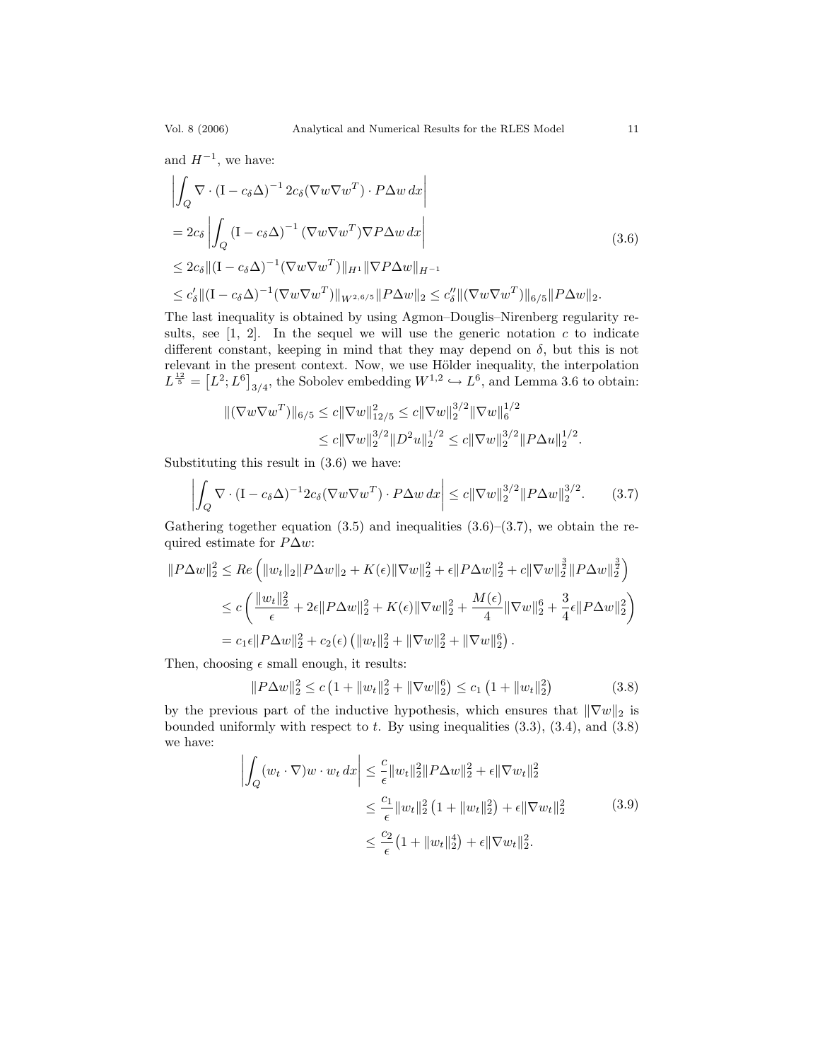and $H^{-1}$, we have:

$$
\begin{aligned}
&\left|\int_Q \nabla \cdot (\mathrm{I} - c_\delta \Delta)^{-1}\, 2c_\delta (\nabla w \nabla w^T) \cdot P\Delta w \, dx\right| \\
&= 2c_\delta \left|\int_Q (\mathrm{I} - c_\delta \Delta)^{-1} (\nabla w \nabla w^T) \nabla P \Delta w \, dx\right| \\
&\leq 2c_\delta \|(\mathrm{I} - c_\delta \Delta)^{-1} (\nabla w \nabla w^T)\|_{H^1} \|\nabla P \Delta w\|_{H^{-1}} \\
&\leq c'_\delta \|(\mathrm{I} - c_\delta \Delta)^{-1} (\nabla w \nabla w^T)\|_{W^{2,6/5}} \|P\Delta w\|_2 \leq c''_\delta \|(\nabla w \nabla w^T)\|_{6/5} \|P\Delta w\|_2.
\end{aligned}
\tag{3.6}
$$

The last inequality is obtained by using Agmon–Douglis–Nirenberg regularity results, see [1, 2]. In the sequel we will use the generic notation $c$ to indicate different constant, keeping in mind that they may depend on $\delta$, but this is not relevant in the present context. Now, we use Hölder inequality, the interpolation $L^{\frac{12}{5}} = \left[L^2; L^6\right]_{3/4}$, the Sobolev embedding $W^{1,2} \hookrightarrow L^6$, and Lemma 3.6 to obtain:

$$
\begin{aligned}
\|(\nabla w \nabla w^T)\|_{6/5} &\leq c\|\nabla w\|_{12/5}^2 \leq c\|\nabla w\|_2^{3/2} \|\nabla w\|_6^{1/2} \\
&\leq c\|\nabla w\|_2^{3/2} \|D^2 u\|_2^{1/2} \leq c\|\nabla w\|_2^{3/2} \|P\Delta u\|_2^{1/2}.
\end{aligned}
$$

Substituting this result in (3.6) we have:

$$
\left|\int_Q \nabla \cdot (\mathrm{I} - c_\delta \Delta)^{-1} 2c_\delta (\nabla w \nabla w^T) \cdot P\Delta w \, dx\right| \leq c\|\nabla w\|_2^{3/2} \|P\Delta w\|_2^{3/2}. \tag{3.7}
$$

Gathering together equation (3.5) and inequalities (3.6)–(3.7), we obtain the required estimate for $P\Delta w$:

$$
\begin{aligned}
\|P\Delta w\|_2^2 &\leq Re\left(\|w_t\|_2 \|P\Delta w\|_2 + K(\epsilon)\|\nabla w\|_2^2 + \epsilon\|P\Delta w\|_2^2 + c\|\nabla w\|_2^{\frac{3}{2}} \|P\Delta w\|_2^{\frac{3}{2}}\right) \\
&\leq c\left(\frac{\|w_t\|_2^2}{\epsilon} + 2\epsilon\|P\Delta w\|_2^2 + K(\epsilon)\|\nabla w\|_2^2 + \frac{M(\epsilon)}{4}\|\nabla w\|_2^6 + \frac{3}{4}\epsilon\|P\Delta w\|_2^2\right) \\
&= c_1\epsilon\|P\Delta w\|_2^2 + c_2(\epsilon)\left(\|w_t\|_2^2 + \|\nabla w\|_2^2 + \|\nabla w\|_2^6\right).
\end{aligned}
$$

Then, choosing $\epsilon$ small enough, it results:

$$
\|P\Delta w\|_2^2 \leq c\left(1 + \|w_t\|_2^2 + \|\nabla w\|_2^6\right) \leq c_1\left(1 + \|w_t\|_2^2\right) \tag{3.8}
$$

by the previous part of the inductive hypothesis, which ensures that $\|\nabla w\|_2$ is bounded uniformly with respect to $t$. By using inequalities (3.3), (3.4), and (3.8) we have:

$$
\begin{aligned}
\left|\int_Q (w_t \cdot \nabla) w \cdot w_t \, dx\right| &\leq \frac{c}{\epsilon}\|w_t\|_2^2 \|P\Delta w\|_2^2 + \epsilon\|\nabla w_t\|_2^2 \\
&\leq \frac{c_1}{\epsilon}\|w_t\|_2^2\left(1 + \|w_t\|_2^2\right) + \epsilon\|\nabla w_t\|_2^2 \\
&\leq \frac{c_2}{\epsilon}\left(1 + \|w_t\|_2^4\right) + \epsilon\|\nabla w_t\|_2^2.
\end{aligned}
\tag{3.9}
$$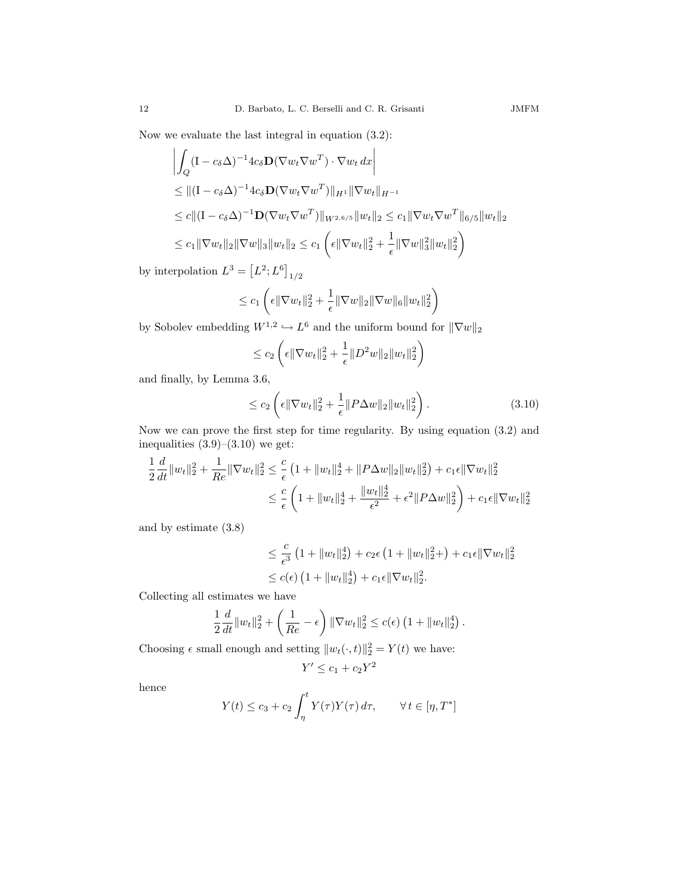Now we evaluate the last integral in equation (3.2):

$$
\begin{aligned}
&\left|\int_Q (\mathrm{I} - c_\delta \Delta)^{-1} 4c_\delta \mathbf{D}(\nabla w_t \nabla w^T) \cdot \nabla w_t \, dx\right| \\
&\leq \|(\mathrm{I} - c_\delta \Delta)^{-1} 4c_\delta \mathbf{D}(\nabla w_t \nabla w^T)\|_{H^1} \|\nabla w_t\|_{H^{-1}} \\
&\leq c \|(\mathrm{I} - c_\delta \Delta)^{-1} \mathbf{D}(\nabla w_t \nabla w^T)\|_{W^{2,6/5}} \|w_t\|_2 \leq c_1 \|\nabla w_t \nabla w^T\|_{6/5} \|w_t\|_2 \\
&\leq c_1 \|\nabla w_t\|_2 \|\nabla w\|_3 \|w_t\|_2 \leq c_1 \left(\epsilon \|\nabla w_t\|_2^2 + \frac{1}{\epsilon} \|\nabla w\|_3^2 \|w_t\|_2^2\right)
\end{aligned}
$$

by interpolation $L^3 = \left[L^2; L^6\right]_{1/2}$

$$
\leq c_1 \left(\epsilon \|\nabla w_t\|_2^2 + \frac{1}{\epsilon} \|\nabla w\|_2 \|\nabla w\|_6 \|w_t\|_2^2\right)
$$

by Sobolev embedding $W^{1,2} \hookrightarrow L^6$ and the uniform bound for $\|\nabla w\|_2$

$$
\leq c_2 \left(\epsilon \|\nabla w_t\|_2^2 + \frac{1}{\epsilon} \|D^2 w\|_2 \|w_t\|_2^2\right)
$$

and finally, by Lemma 3.6,

$$
\leq c_2 \left(\epsilon \|\nabla w_t\|_2^2 + \frac{1}{\epsilon} \|P\Delta w\|_2 \|w_t\|_2^2\right). \tag{3.10}
$$

Now we can prove the first step for time regularity. By using equation (3.2) and inequalities (3.9)–(3.10) we get:

$$
\begin{aligned}
\frac{1}{2}\frac{d}{dt}\|w_t\|_2^2 + \frac{1}{Re}\|\nabla w_t\|_2^2 &\leq \frac{c}{\epsilon}\left(1 + \|w_t\|_2^4 + \|P\Delta w\|_2 \|w_t\|_2^2\right) + c_1 \epsilon \|\nabla w_t\|_2^2 \\
&\leq \frac{c}{\epsilon}\left(1 + \|w_t\|_2^4 + \frac{\|w_t\|_2^4}{\epsilon^2} + \epsilon^2 \|P\Delta w\|_2^2\right) + c_1 \epsilon \|\nabla w_t\|_2^2
\end{aligned}
$$

and by estimate (3.8)

$$
\begin{aligned}
&\leq \frac{c}{\epsilon^3}\left(1 + \|w_t\|_2^4\right) + c_2 \epsilon \left(1 + \|w_t\|_2^2 +\right) + c_1 \epsilon \|\nabla w_t\|_2^2 \\
&\leq c(\epsilon)\left(1 + \|w_t\|_2^4\right) + c_1 \epsilon \|\nabla w_t\|_2^2.
\end{aligned}
$$

Collecting all estimates we have

$$
\frac{1}{2}\frac{d}{dt}\|w_t\|_2^2 + \left(\frac{1}{Re} - \epsilon\right)\|\nabla w_t\|_2^2 \leq c(\epsilon)\left(1 + \|w_t\|_2^4\right).
$$

Choosing $\epsilon$ small enough and setting $\|w_t(\cdot, t)\|_2^2 = Y(t)$ we have:

$$
Y' \leq c_1 + c_2 Y^2
$$

hence

$$
Y(t) \leq c_3 + c_2 \int_\eta^t Y(\tau) Y(\tau)\, d\tau, \qquad \forall\, t \in [\eta, T^*]
$$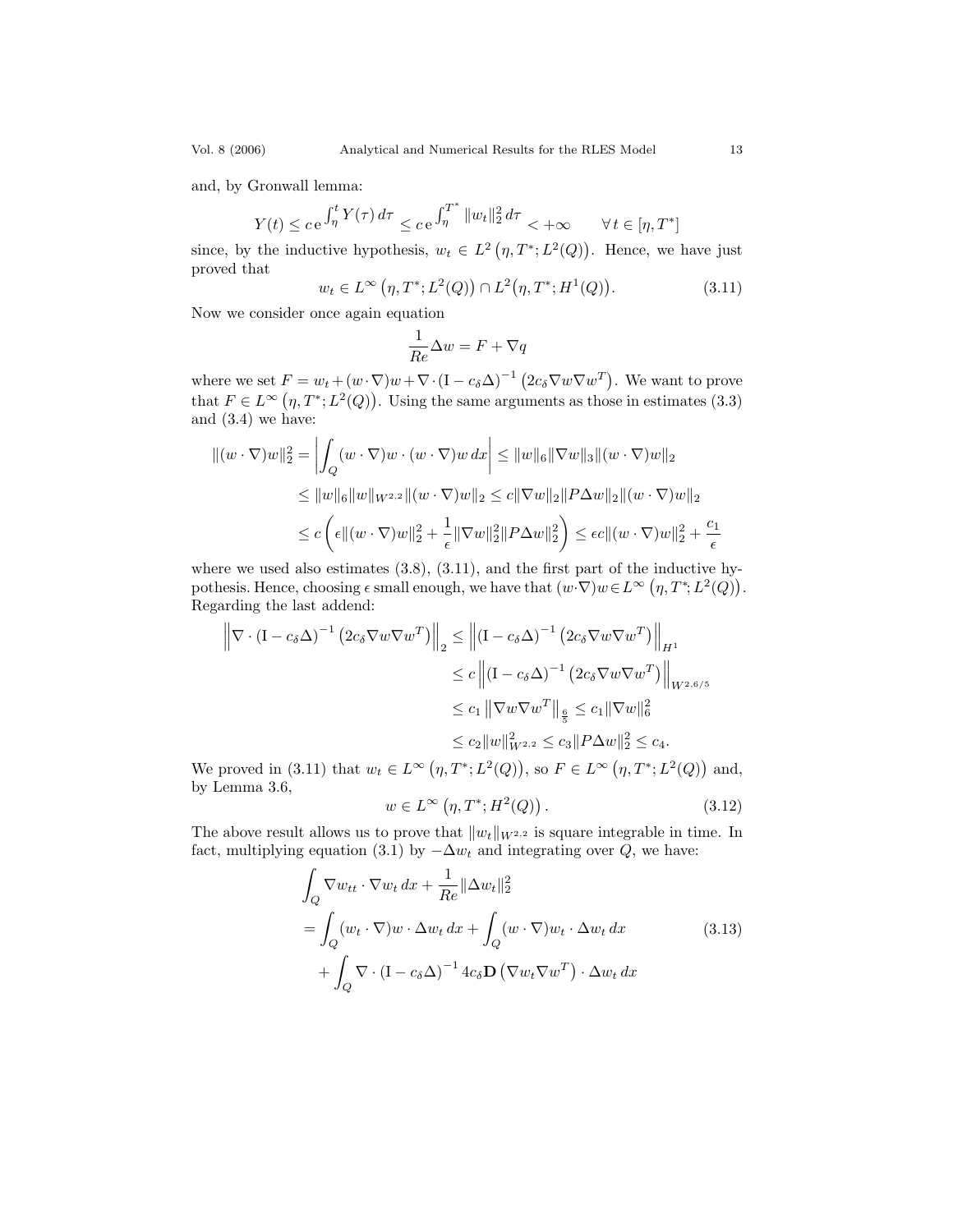and, by Gronwall lemma:

$$Y(t) \le c\,\mathrm{e}^{\int_\eta^t Y(\tau)\,d\tau} \le c\,\mathrm{e}^{\int_\eta^{T^*} \|w_t\|_2^2\,d\tau} < +\infty \qquad \forall\, t \in [\eta, T^*]$$

since, by the inductive hypothesis, $w_t \in L^2\left(\eta, T^*; L^2(Q)\right)$. Hence, we have just proved that

$$w_t \in L^\infty\left(\eta, T^*; L^2(Q)\right) \cap L^2\big(\eta, T^*; H^1(Q)\big). \tag{3.11}$$

Now we consider once again equation

$$\frac{1}{Re}\Delta w = F + \nabla q$$

where we set $F = w_t + (w\cdot\nabla)w + \nabla\cdot(\mathrm{I} - c_\delta\Delta)^{-1}\left(2c_\delta \nabla w \nabla w^T\right)$. We want to prove that $F \in L^\infty\left(\eta, T^*; L^2(Q)\right)$. Using the same arguments as those in estimates (3.3) and (3.4) we have:

$$\begin{aligned}
\|(w\cdot\nabla)w\|_2^2 &= \left|\int_Q (w\cdot\nabla)w\cdot(w\cdot\nabla)w\,dx\right| \le \|w\|_6\|\nabla w\|_3\|(w\cdot\nabla)w\|_2 \\
&\le \|w\|_6\|w\|_{W^{2,2}}\|(w\cdot\nabla)w\|_2 \le c\|\nabla w\|_2\|P\Delta w\|_2\|(w\cdot\nabla)w\|_2 \\
&\le c\left(\epsilon\|(w\cdot\nabla)w\|_2^2 + \frac{1}{\epsilon}\|\nabla w\|_2^2\|P\Delta w\|_2^2\right) \le \epsilon c\|(w\cdot\nabla)w\|_2^2 + \frac{c_1}{\epsilon}
\end{aligned}$$

where we used also estimates (3.8), (3.11), and the first part of the inductive hypothesis. Hence, choosing $\epsilon$ small enough, we have that $(w\cdot\nabla)w \in L^\infty\left(\eta, T^*; L^2(Q)\right)$. Regarding the last addend:

$$\begin{aligned}
\left\|\nabla\cdot(\mathrm{I} - c_\delta\Delta)^{-1}\left(2c_\delta\nabla w\nabla w^T\right)\right\|_2 &\le \left\|(\mathrm{I} - c_\delta\Delta)^{-1}\left(2c_\delta\nabla w\nabla w^T\right)\right\|_{H^1} \\
&\le c\left\|(\mathrm{I} - c_\delta\Delta)^{-1}\left(2c_\delta\nabla w\nabla w^T\right)\right\|_{W^{2,6/5}} \\
&\le c_1\left\|\nabla w\nabla w^T\right\|_{\frac{6}{5}} \le c_1\|\nabla w\|_6^2 \\
&\le c_2\|w\|_{W^{2,2}}^2 \le c_3\|P\Delta w\|_2^2 \le c_4.
\end{aligned}$$

We proved in (3.11) that $w_t \in L^\infty\left(\eta, T^*; L^2(Q)\right)$, so $F \in L^\infty\left(\eta, T^*; L^2(Q)\right)$ and, by Lemma 3.6,

$$w \in L^\infty\left(\eta, T^*; H^2(Q)\right). \tag{3.12}$$

The above result allows us to prove that $\|w_t\|_{W^{2,2}}$ is square integrable in time. In fact, multiplying equation (3.1) by $-\Delta w_t$ and integrating over $Q$, we have:

$$\begin{aligned}
&\int_Q \nabla w_{tt}\cdot\nabla w_t\,dx + \frac{1}{Re}\|\Delta w_t\|_2^2 \\
&= \int_Q (w_t\cdot\nabla)w\cdot\Delta w_t\,dx + \int_Q (w\cdot\nabla)w_t\cdot\Delta w_t\,dx \\
&\quad + \int_Q \nabla\cdot(\mathrm{I} - c_\delta\Delta)^{-1} 4c_\delta\mathbf{D}\left(\nabla w_t\nabla w^T\right)\cdot\Delta w_t\,dx
\end{aligned} \tag{3.13}$$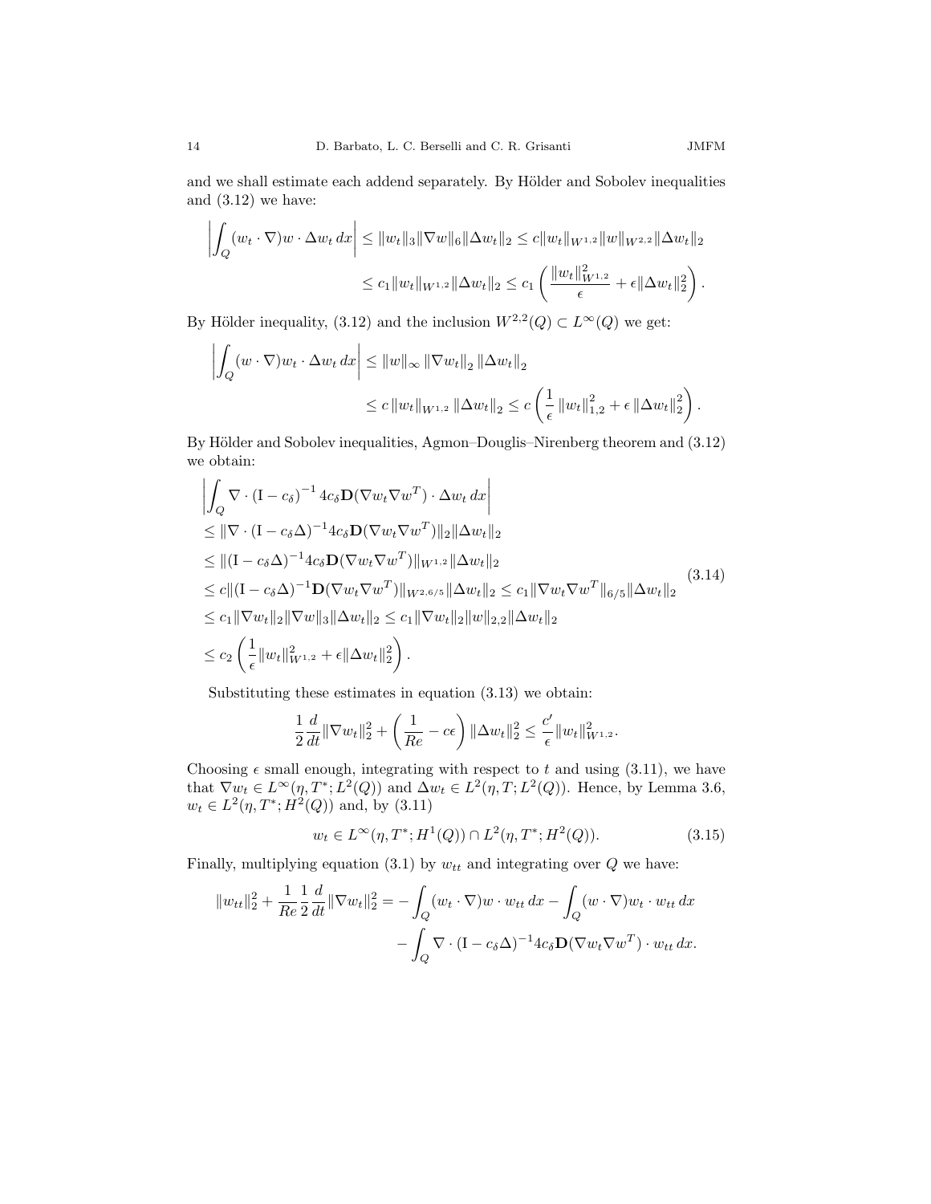and we shall estimate each addend separately. By Hölder and Sobolev inequalities and (3.12) we have:

$$
\begin{aligned}
\left| \int_Q (w_t \cdot \nabla) w \cdot \Delta w_t \, dx \right| &\leq \|w_t\|_3 \|\nabla w\|_6 \|\Delta w_t\|_2 \leq c \|w_t\|_{W^{1,2}} \|w\|_{W^{2,2}} \|\Delta w_t\|_2 \\
&\leq c_1 \|w_t\|_{W^{1,2}} \|\Delta w_t\|_2 \leq c_1 \left( \frac{\|w_t\|^2_{W^{1,2}}}{\epsilon} + \epsilon \|\Delta w_t\|_2^2 \right).
\end{aligned}
$$

By Hölder inequality, (3.12) and the inclusion $W^{2,2}(Q) \subset L^\infty(Q)$ we get:

$$
\begin{aligned}
\left| \int_Q (w \cdot \nabla) w_t \cdot \Delta w_t \, dx \right| &\leq \|w\|_\infty \|\nabla w_t\|_2 \|\Delta w_t\|_2 \\
&\leq c \|w_t\|_{W^{1,2}} \|\Delta w_t\|_2 \leq c \left( \frac{1}{\epsilon} \|w_t\|^2_{1,2} + \epsilon \|\Delta w_t\|_2^2 \right).
\end{aligned}
$$

By Hölder and Sobolev inequalities, Agmon–Douglis–Nirenberg theorem and (3.12) we obtain:

$$
\begin{aligned}
&\left| \int_Q \nabla \cdot (\mathrm{I} - c_\delta)^{-1} 4 c_\delta \mathbf{D}(\nabla w_t \nabla w^T) \cdot \Delta w_t \, dx \right| \\
&\leq \|\nabla \cdot (\mathrm{I} - c_\delta \Delta)^{-1} 4 c_\delta \mathbf{D}(\nabla w_t \nabla w^T)\|_2 \|\Delta w_t\|_2 \\
&\leq \|(\mathrm{I} - c_\delta \Delta)^{-1} 4 c_\delta \mathbf{D}(\nabla w_t \nabla w^T)\|_{W^{1,2}} \|\Delta w_t\|_2 \\
&\leq c \|(\mathrm{I} - c_\delta \Delta)^{-1} \mathbf{D}(\nabla w_t \nabla w^T)\|_{W^{2,6/5}} \|\Delta w_t\|_2 \leq c_1 \|\nabla w_t \nabla w^T\|_{6/5} \|\Delta w_t\|_2 \\
&\leq c_1 \|\nabla w_t\|_2 \|\nabla w\|_3 \|\Delta w_t\|_2 \leq c_1 \|\nabla w_t\|_2 \|w\|_{2,2} \|\Delta w_t\|_2 \\
&\leq c_2 \left( \frac{1}{\epsilon} \|w_t\|^2_{W^{1,2}} + \epsilon \|\Delta w_t\|_2^2 \right).
\end{aligned}
\tag{3.14}
$$

Substituting these estimates in equation (3.13) we obtain:

$$
\frac{1}{2} \frac{d}{dt} \|\nabla w_t\|_2^2 + \left( \frac{1}{Re} - c\epsilon \right) \|\Delta w_t\|_2^2 \leq \frac{c'}{\epsilon} \|w_t\|^2_{W^{1,2}}.
$$

Choosing $\epsilon$ small enough, integrating with respect to $t$ and using (3.11), we have that $\nabla w_t \in L^\infty(\eta, T^*; L^2(Q))$ and $\Delta w_t \in L^2(\eta, T; L^2(Q))$. Hence, by Lemma 3.6, $w_t \in L^2(\eta, T^*; H^2(Q))$ and, by (3.11)

$$
w_t \in L^\infty(\eta, T^*; H^1(Q)) \cap L^2(\eta, T^*; H^2(Q)). \tag{3.15}
$$

Finally, multiplying equation (3.1) by $w_{tt}$ and integrating over $Q$ we have:

$$
\begin{aligned}
\|w_{tt}\|_2^2 + \frac{1}{Re} \frac{1}{2} \frac{d}{dt} \|\nabla w_t\|_2^2 = &- \int_Q (w_t \cdot \nabla) w \cdot w_{tt} \, dx - \int_Q (w \cdot \nabla) w_t \cdot w_{tt} \, dx \\
&- \int_Q \nabla \cdot (\mathrm{I} - c_\delta \Delta)^{-1} 4 c_\delta \mathbf{D}(\nabla w_t \nabla w^T) \cdot w_{tt} \, dx.
\end{aligned}
$$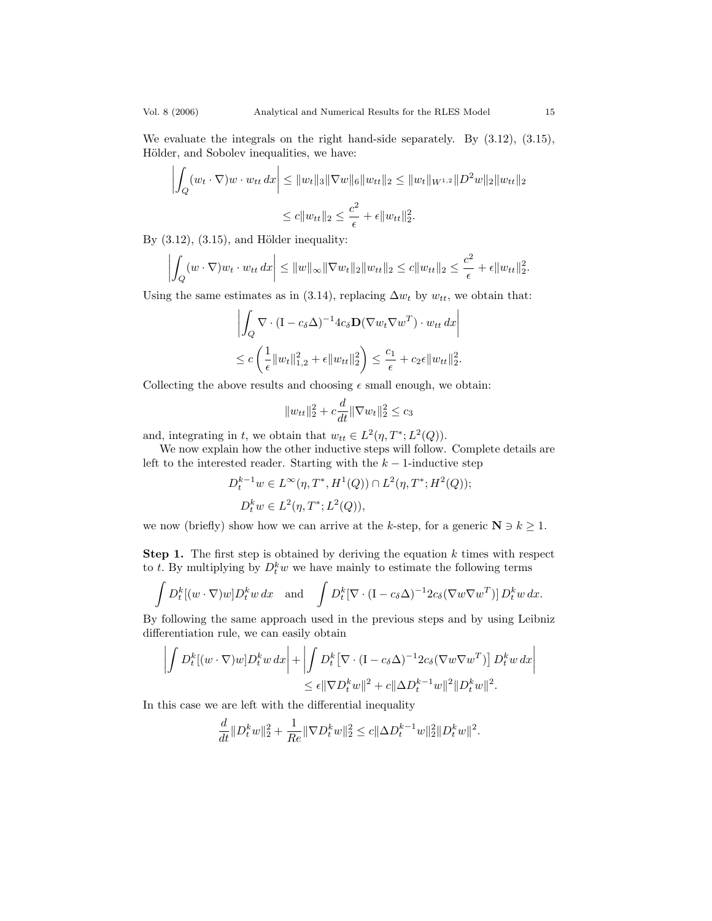We evaluate the integrals on the right hand-side separately. By (3.12), (3.15), Hölder, and Sobolev inequalities, we have:

$$\left| \int_Q (w_t \cdot \nabla) w \cdot w_{tt} \, dx \right| \leq \|w_t\|_3 \|\nabla w\|_6 \|w_{tt}\|_2 \leq \|w_t\|_{W^{1,2}} \|D^2 w\|_2 \|w_{tt}\|_2$$

$$\leq c\|w_{tt}\|_2 \leq \frac{c^2}{\epsilon} + \epsilon \|w_{tt}\|_2^2.$$

By (3.12), (3.15), and Hölder inequality:

$$\left| \int_Q (w \cdot \nabla) w_t \cdot w_{tt} \, dx \right| \leq \|w\|_\infty \|\nabla w_t\|_2 \|w_{tt}\|_2 \leq c\|w_{tt}\|_2 \leq \frac{c^2}{\epsilon} + \epsilon \|w_{tt}\|_2^2.$$

Using the same estimates as in (3.14), replacing $\Delta w_t$ by $w_{tt}$, we obtain that:

$$\left| \int_Q \nabla \cdot (\mathrm{I} - c_\delta \Delta)^{-1} 4 c_\delta \mathbf{D}(\nabla w_t \nabla w^T) \cdot w_{tt} \, dx \right|$$

$$\leq c\left( \frac{1}{\epsilon} \|w_t\|_{1,2}^2 + \epsilon \|w_{tt}\|_2^2 \right) \leq \frac{c_1}{\epsilon} + c_2 \epsilon \|w_{tt}\|_2^2.$$

Collecting the above results and choosing $\epsilon$ small enough, we obtain:

$$\|w_{tt}\|_2^2 + c\frac{d}{dt}\|\nabla w_t\|_2^2 \leq c_3$$

and, integrating in $t$, we obtain that $w_{tt} \in L^2(\eta, T^*; L^2(Q))$.

We now explain how the other inductive steps will follow. Complete details are left to the interested reader. Starting with the $k-1$-inductive step

$$D_t^{k-1} w \in L^\infty(\eta, T^*, H^1(Q)) \cap L^2(\eta, T^*; H^2(Q));$$

$$D_t^k w \in L^2(\eta, T^*; L^2(Q)),$$

we now (briefly) show how we can arrive at the $k$-step, for a generic $\mathbf{N} \ni k \geq 1$.

**Step 1.** The first step is obtained by deriving the equation $k$ times with respect to $t$. By multiplying by $D_t^k w$ we have mainly to estimate the following terms

$$\int D_t^k[(w \cdot \nabla) w] D_t^k w \, dx \quad \text{and} \quad \int D_t^k[\nabla \cdot (\mathrm{I} - c_\delta \Delta)^{-1} 2 c_\delta (\nabla w \nabla w^T)] \, D_t^k w \, dx.$$

By following the same approach used in the previous steps and by using Leibniz differentiation rule, we can easily obtain

$$\left| \int D_t^k[(w \cdot \nabla) w] D_t^k w \, dx \right| + \left| \int D_t^k \left[ \nabla \cdot (\mathrm{I} - c_\delta \Delta)^{-1} 2 c_\delta (\nabla w \nabla w^T) \right] D_t^k w \, dx \right|$$

$$\leq \epsilon \|\nabla D_t^k w\|^2 + c\|\Delta D_t^{k-1} w\|^2 \|D_t^k w\|^2.$$

In this case we are left with the differential inequality

$$\frac{d}{dt}\|D_t^k w\|_2^2 + \frac{1}{Re}\|\nabla D_t^k w\|_2^2 \leq c\|\Delta D_t^{k-1} w\|_2^2 \|D_t^k w\|^2.$$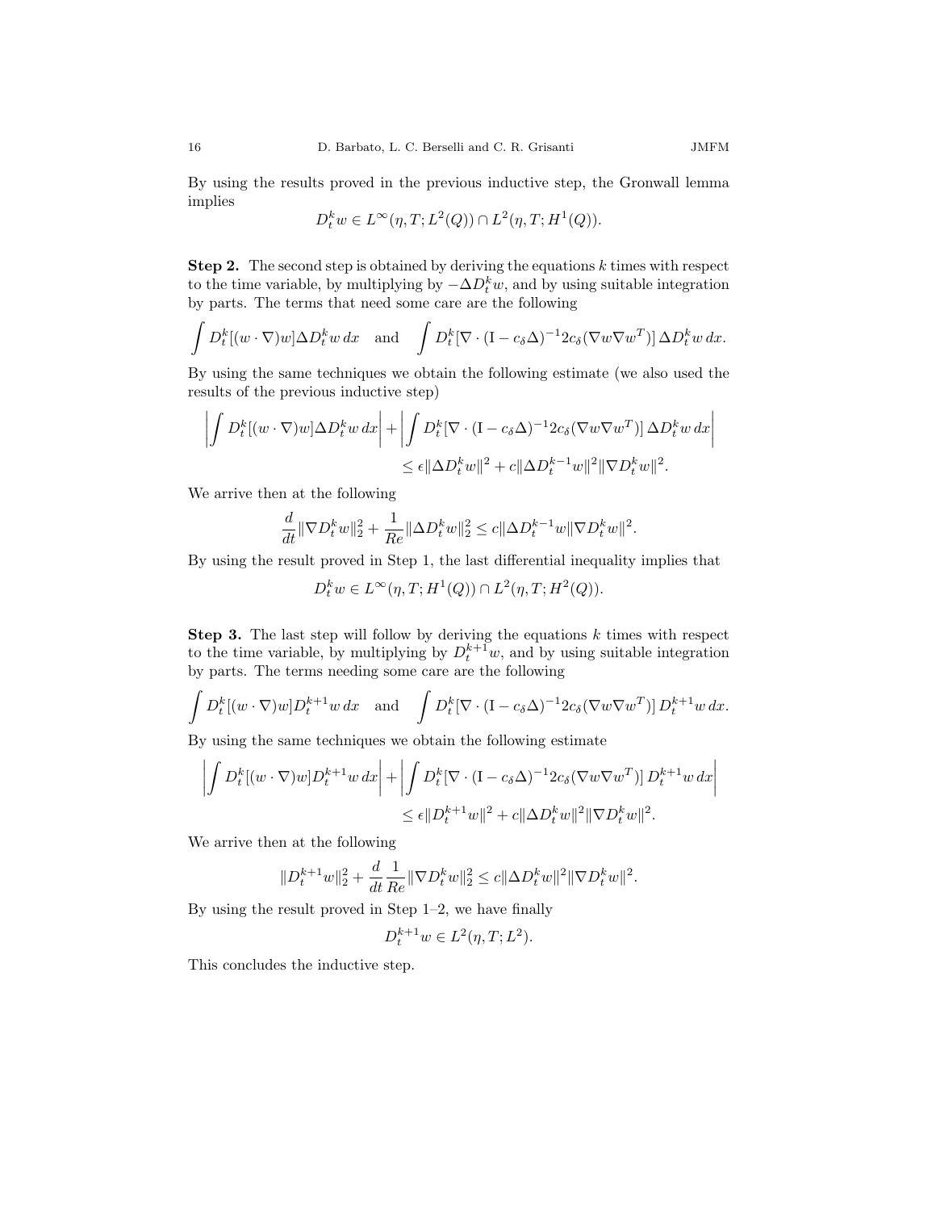By using the results proved in the previous inductive step, the Gronwall lemma implies

$$D_t^k w \in L^\infty(\eta, T; L^2(Q)) \cap L^2(\eta, T; H^1(Q)).$$

**Step 2.** The second step is obtained by deriving the equations $k$ times with respect to the time variable, by multiplying by $-\Delta D_t^k w$, and by using suitable integration by parts. The terms that need some care are the following

$$\int D_t^k[(w\cdot\nabla)w]\Delta D_t^k w\,dx \quad \text{and} \quad \int D_t^k[\nabla\cdot(\mathrm{I}-c_\delta\Delta)^{-1}2c_\delta(\nabla w\nabla w^T)]\,\Delta D_t^k w\,dx.$$

By using the same techniques we obtain the following estimate (we also used the results of the previous inductive step)

$$\left|\int D_t^k[(w\cdot\nabla)w]\Delta D_t^k w\,dx\right| + \left|\int D_t^k[\nabla\cdot(\mathrm{I}-c_\delta\Delta)^{-1}2c_\delta(\nabla w\nabla w^T)]\,\Delta D_t^k w\,dx\right|$$
$$\leq \epsilon\|\Delta D_t^k w\|^2 + c\|\Delta D_t^{k-1}w\|^2\|\nabla D_t^k w\|^2.$$

We arrive then at the following

$$\frac{d}{dt}\|\nabla D_t^k w\|_2^2 + \frac{1}{Re}\|\Delta D_t^k w\|_2^2 \leq c\|\Delta D_t^{k-1}w\|\|\nabla D_t^k w\|^2.$$

By using the result proved in Step 1, the last differential inequality implies that

$$D_t^k w \in L^\infty(\eta, T; H^1(Q)) \cap L^2(\eta, T; H^2(Q)).$$

**Step 3.** The last step will follow by deriving the equations $k$ times with respect to the time variable, by multiplying by $D_t^{k+1}w$, and by using suitable integration by parts. The terms needing some care are the following

$$\int D_t^k[(w\cdot\nabla)w]D_t^{k+1}w\,dx \quad \text{and} \quad \int D_t^k[\nabla\cdot(\mathrm{I}-c_\delta\Delta)^{-1}2c_\delta(\nabla w\nabla w^T)]\,D_t^{k+1}w\,dx.$$

By using the same techniques we obtain the following estimate

$$\left|\int D_t^k[(w\cdot\nabla)w]D_t^{k+1}w\,dx\right| + \left|\int D_t^k[\nabla\cdot(\mathrm{I}-c_\delta\Delta)^{-1}2c_\delta(\nabla w\nabla w^T)]\,D_t^{k+1}w\,dx\right|$$
$$\leq \epsilon\|D_t^{k+1}w\|^2 + c\|\Delta D_t^k w\|^2\|\nabla D_t^k w\|^2.$$

We arrive then at the following

$$\|D_t^{k+1}w\|_2^2 + \frac{d}{dt}\frac{1}{Re}\|\nabla D_t^k w\|_2^2 \leq c\|\Delta D_t^k w\|^2\|\nabla D_t^k w\|^2.$$

By using the result proved in Step 1–2, we have finally

$$D_t^{k+1}w \in L^2(\eta, T; L^2).$$

This concludes the inductive step.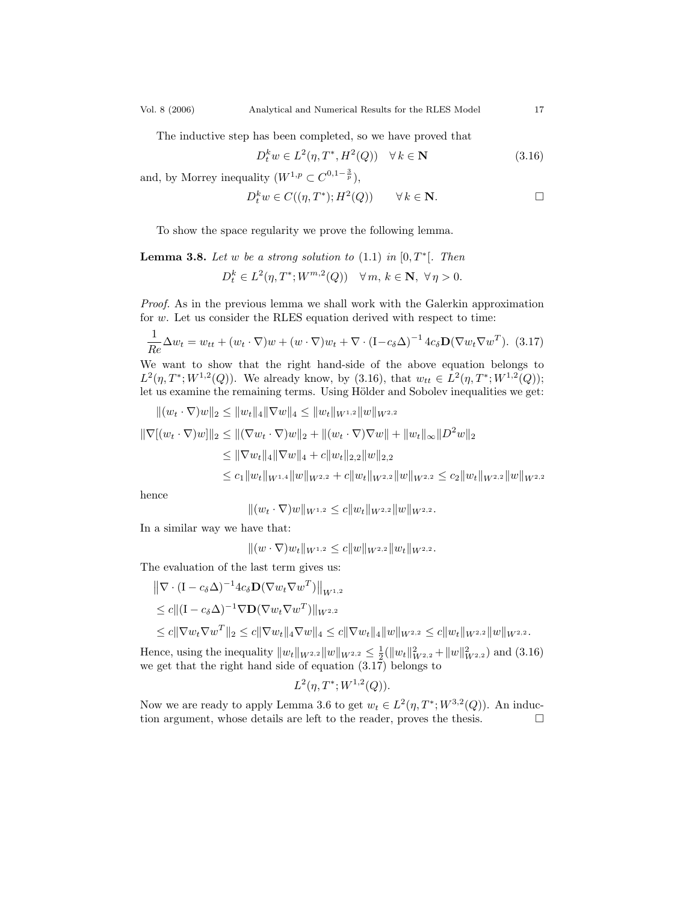The inductive step has been completed, so we have proved that

$$D_t^k w \in L^2(\eta, T^*, H^2(Q)) \quad \forall\, k \in \mathbf{N} \tag{3.16}$$

and, by Morrey inequality ($W^{1,p} \subset C^{0,1-\frac{3}{p}}$),

$$D_t^k w \in C((\eta, T^*); H^2(Q)) \qquad \forall\, k \in \mathbf{N}. \qquad \square$$

To show the space regularity we prove the following lemma.

**Lemma 3.8.** *Let $w$ be a strong solution to (1.1) in $[0, T^*[$. Then*

$$D_t^k \in L^2(\eta, T^*; W^{m,2}(Q)) \quad \forall\, m,\, k \in \mathbf{N},\ \forall\, \eta > 0.$$

*Proof.* As in the previous lemma we shall work with the Galerkin approximation for $w$. Let us consider the RLES equation derived with respect to time:

$$\frac{1}{Re}\Delta w_t = w_{tt} + (w_t \cdot \nabla)w + (w \cdot \nabla)w_t + \nabla \cdot (\mathrm{I} - c_\delta \Delta)^{-1}\, 4c_\delta \mathbf{D}(\nabla w_t \nabla w^T). \tag{3.17}$$

We want to show that the right hand-side of the above equation belongs to $L^2(\eta, T^*; W^{1,2}(Q))$. We already know, by (3.16), that $w_{tt} \in L^2(\eta, T^*; W^{1,2}(Q))$; let us examine the remaining terms. Using Hölder and Sobolev inequalities we get:

$$\|(w_t \cdot \nabla)w\|_2 \le \|w_t\|_4 \|\nabla w\|_4 \le \|w_t\|_{W^{1,2}} \|w\|_{W^{2,2}}$$

$$\begin{aligned}
\|\nabla[(w_t \cdot \nabla)w]\|_2 &\le \|(\nabla w_t \cdot \nabla)w\|_2 + \|(w_t \cdot \nabla)\nabla w\| + \|w_t\|_\infty \|D^2 w\|_2 \\
&\le \|\nabla w_t\|_4 \|\nabla w\|_4 + c\|w_t\|_{2,2}\|w\|_{2,2} \\
&\le c_1\|w_t\|_{W^{1,4}}\|w\|_{W^{2,2}} + c\|w_t\|_{W^{2,2}}\|w\|_{W^{2,2}} \le c_2\|w_t\|_{W^{2,2}}\|w\|_{W^{2,2}}
\end{aligned}$$

hence

$$\|(w_t \cdot \nabla)w\|_{W^{1,2}} \le c\|w_t\|_{W^{2,2}}\|w\|_{W^{2,2}}.$$

In a similar way we have that:

$$\|(w \cdot \nabla)w_t\|_{W^{1,2}} \le c\|w\|_{W^{2,2}}\|w_t\|_{W^{2,2}}.$$

The evaluation of the last term gives us:

$$\begin{aligned}
&\left\|\nabla \cdot (\mathrm{I} - c_\delta \Delta)^{-1} 4c_\delta \mathbf{D}(\nabla w_t \nabla w^T)\right\|_{W^{1,2}} \\
&\le c\|(\mathrm{I} - c_\delta \Delta)^{-1} \nabla \mathbf{D}(\nabla w_t \nabla w^T)\|_{W^{2,2}} \\
&\le c\|\nabla w_t \nabla w^T\|_2 \le c\|\nabla w_t\|_4 \|\nabla w\|_4 \le c\|\nabla w_t\|_4 \|w\|_{W^{2,2}} \le c\|w_t\|_{W^{2,2}}\|w\|_{W^{2,2}}.
\end{aligned}$$

Hence, using the inequality $\|w_t\|_{W^{2,2}}\|w\|_{W^{2,2}} \le \frac{1}{2}(\|w_t\|^2_{W^{2,2}} + \|w\|^2_{W^{2,2}})$ and (3.16) we get that the right hand side of equation (3.17) belongs to

$$L^2(\eta, T^*; W^{1,2}(Q)).$$

Now we are ready to apply Lemma 3.6 to get $w_t \in L^2(\eta, T^*; W^{3,2}(Q))$. An induction argument, whose details are left to the reader, proves the thesis. $\square$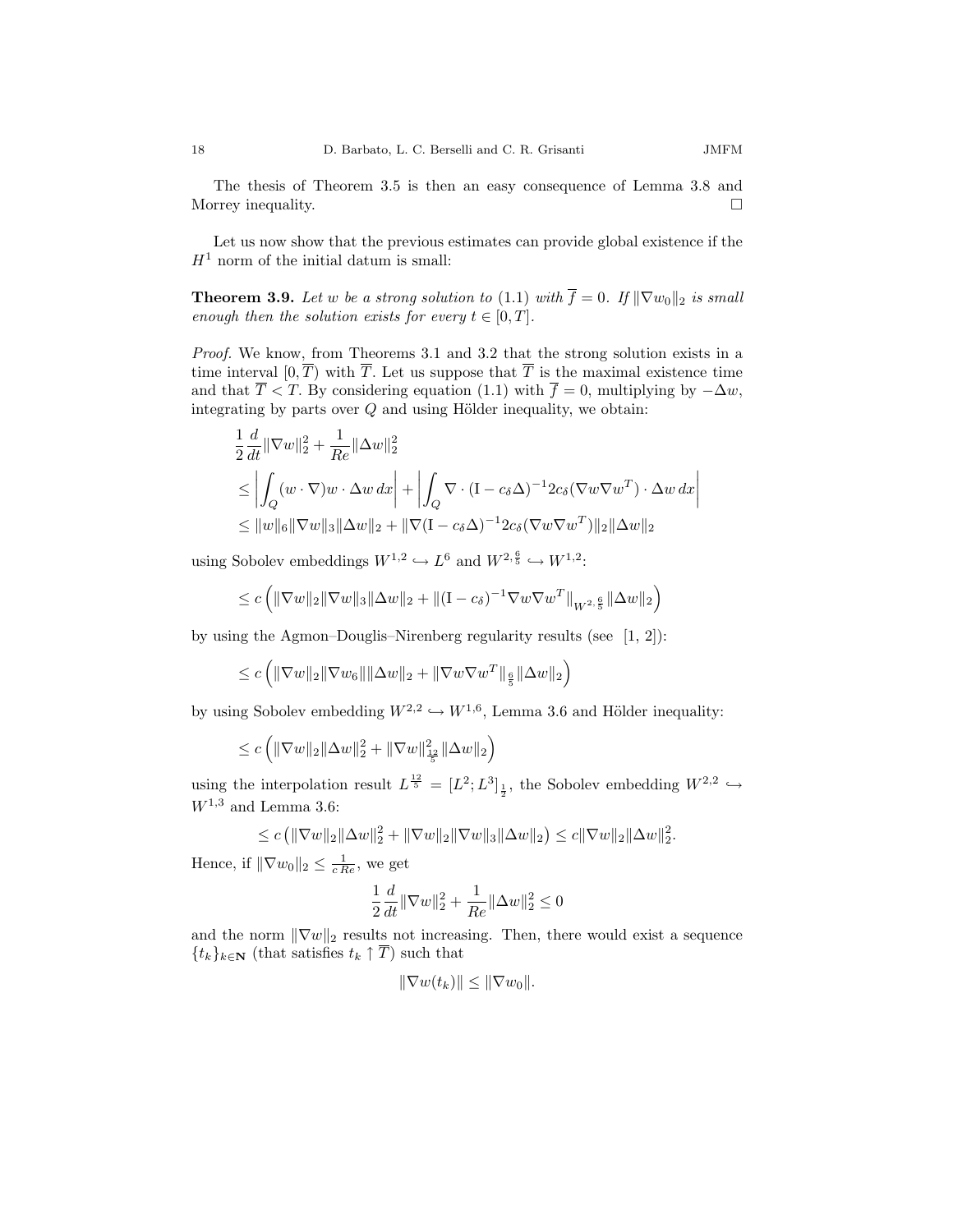The thesis of Theorem 3.5 is then an easy consequence of Lemma 3.8 and Morrey inequality. □

Let us now show that the previous estimates can provide global existence if the $H^1$ norm of the initial datum is small:

**Theorem 3.9.** *Let $w$ be a strong solution to* (1.1) *with $\overline{f} = 0$. If $\|\nabla w_0\|_2$ is small enough then the solution exists for every $t \in [0, T]$.*

*Proof.* We know, from Theorems 3.1 and 3.2 that the strong solution exists in a time interval $[0, \overline{T})$ with $\overline{T}$. Let us suppose that $\overline{T}$ is the maximal existence time and that $\overline{T} < T$. By considering equation (1.1) with $\overline{f} = 0$, multiplying by $-\Delta w$, integrating by parts over $Q$ and using Hölder inequality, we obtain:

$$
\begin{aligned}
&\frac{1}{2}\frac{d}{dt}\|\nabla w\|_2^2 + \frac{1}{Re}\|\Delta w\|_2^2 \\
&\leq \left| \int_Q (w \cdot \nabla) w \cdot \Delta w \, dx \right| + \left| \int_Q \nabla \cdot (\mathrm{I} - c_\delta \Delta)^{-1} 2 c_\delta (\nabla w \nabla w^T) \cdot \Delta w \, dx \right| \\
&\leq \|w\|_6 \|\nabla w\|_3 \|\Delta w\|_2 + \|\nabla (\mathrm{I} - c_\delta \Delta)^{-1} 2 c_\delta (\nabla w \nabla w^T)\|_2 \|\Delta w\|_2
\end{aligned}
$$

using Sobolev embeddings $W^{1,2} \hookrightarrow L^6$ and $W^{2,\frac{6}{5}} \hookrightarrow W^{1,2}$:

$$
\leq c \left( \|\nabla w\|_2 \|\nabla w\|_3 \|\Delta w\|_2 + \|(\mathrm{I} - c_\delta)^{-1} \nabla w \nabla w^T\|_{W^{2,\frac{6}{5}}} \|\Delta w\|_2 \right)
$$

by using the Agmon–Douglis–Nirenberg regularity results (see [1, 2]):

$$
\leq c \left( \|\nabla w\|_2 \|\nabla w_6\| \|\Delta w\|_2 + \|\nabla w \nabla w^T\|_{\frac{6}{5}} \|\Delta w\|_2 \right)
$$

by using Sobolev embedding $W^{2,2} \hookrightarrow W^{1,6}$, Lemma 3.6 and Hölder inequality:

$$
\leq c \left( \|\nabla w\|_2 \|\Delta w\|_2^2 + \|\nabla w\|_{\frac{12}{5}}^2 \|\Delta w\|_2 \right)
$$

using the interpolation result $L^{\frac{12}{5}} = [L^2; L^3]_{\frac{1}{2}}$, the Sobolev embedding $W^{2,2} \hookrightarrow W^{1,3}$ and Lemma 3.6:

$$
\leq c \left( \|\nabla w\|_2 \|\Delta w\|_2^2 + \|\nabla w\|_2 \|\nabla w\|_3 \|\Delta w\|_2 \right) \leq c \|\nabla w\|_2 \|\Delta w\|_2^2.
$$

Hence, if $\|\nabla w_0\|_2 \leq \frac{1}{c\,Re}$, we get

$$
\frac{1}{2}\frac{d}{dt}\|\nabla w\|_2^2 + \frac{1}{Re}\|\Delta w\|_2^2 \leq 0
$$

and the norm $\|\nabla w\|_2$ results not increasing. Then, there would exist a sequence $\{t_k\}_{k \in \mathbf{N}}$ (that satisfies $t_k \uparrow \overline{T}$) such that

$$
\|\nabla w(t_k)\| \leq \|\nabla w_0\|.
$$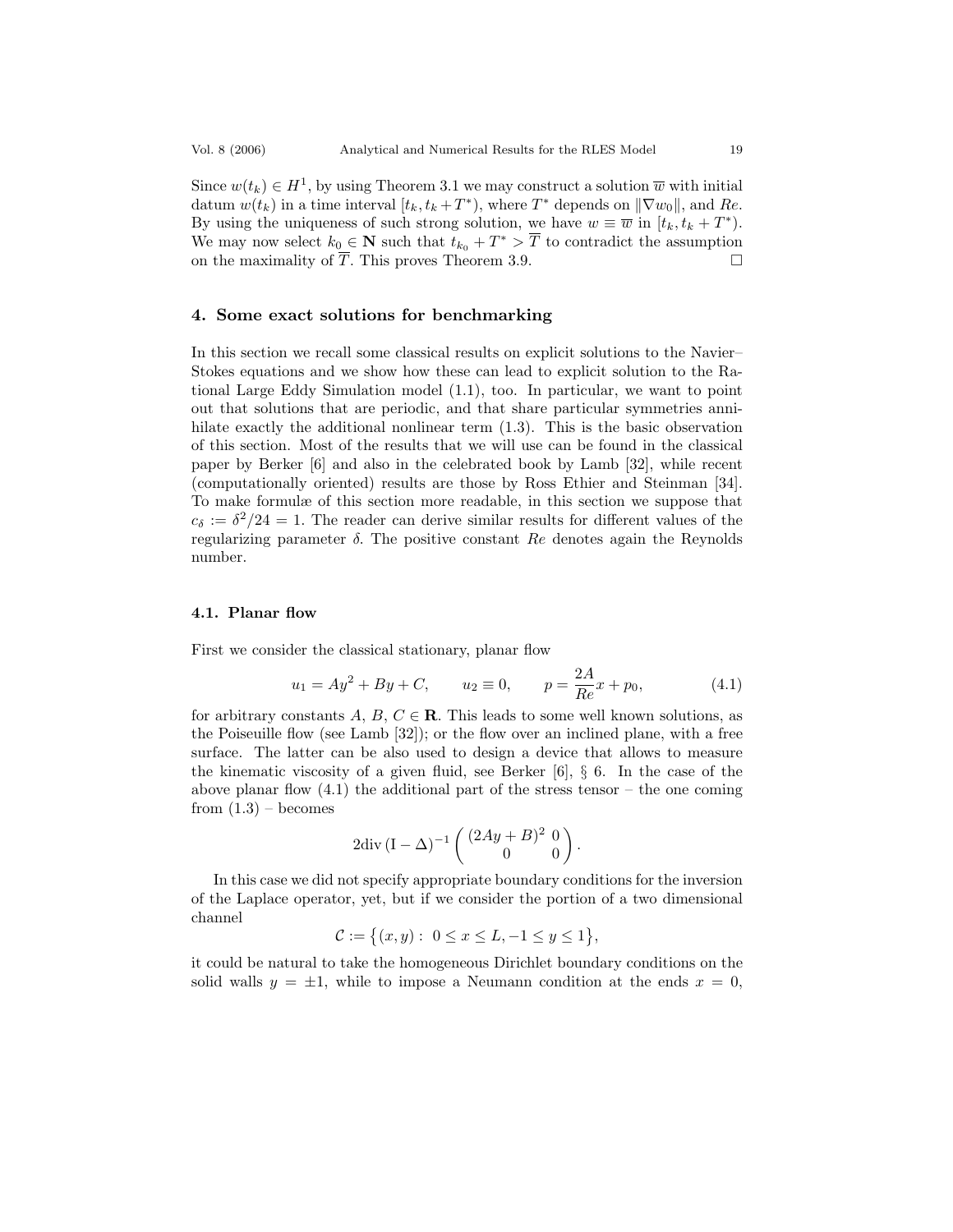Since $w(t_k) \in H^1$, by using Theorem 3.1 we may construct a solution $\overline{w}$ with initial datum $w(t_k)$ in a time interval $[t_k, t_k + T^*)$, where $T^*$ depends on $\|\nabla w_0\|$, and $Re$. By using the uniqueness of such strong solution, we have $w \equiv \overline{w}$ in $[t_k, t_k + T^*)$. We may now select $k_0 \in \mathbf{N}$ such that $t_{k_0} + T^* > \overline{T}$ to contradict the assumption on the maximality of $\overline{T}$. This proves Theorem 3.9. □

## 4. Some exact solutions for benchmarking

In this section we recall some classical results on explicit solutions to the Navier–Stokes equations and we show how these can lead to explicit solution to the Rational Large Eddy Simulation model (1.1), too. In particular, we want to point out that solutions that are periodic, and that share particular symmetries annihilate exactly the additional nonlinear term (1.3). This is the basic observation of this section. Most of the results that we will use can be found in the classical paper by Berker [6] and also in the celebrated book by Lamb [32], while recent (computationally oriented) results are those by Ross Ethier and Steinman [34]. To make formulæ of this section more readable, in this section we suppose that $c_\delta := \delta^2/24 = 1$. The reader can derive similar results for different values of the regularizing parameter $\delta$. The positive constant $Re$ denotes again the Reynolds number.

### 4.1. Planar flow

First we consider the classical stationary, planar flow

$$u_1 = Ay^2 + By + C, \qquad u_2 \equiv 0, \qquad p = \frac{2A}{Re}x + p_0, \tag{4.1}$$

for arbitrary constants $A$, $B$, $C \in \mathbf{R}$. This leads to some well known solutions, as the Poiseuille flow (see Lamb [32]); or the flow over an inclined plane, with a free surface. The latter can be also used to design a device that allows to measure the kinematic viscosity of a given fluid, see Berker [6], § 6. In the case of the above planar flow (4.1) the additional part of the stress tensor – the one coming from (1.3) – becomes

$$2\text{div}\,(\mathrm{I} - \Delta)^{-1} \begin{pmatrix} (2Ay + B)^2 & 0 \\ 0 & 0 \end{pmatrix}.$$

In this case we did not specify appropriate boundary conditions for the inversion of the Laplace operator, yet, but if we consider the portion of a two dimensional channel

$$\mathcal{C} := \big\{(x, y): \ 0 \le x \le L, -1 \le y \le 1\big\},$$

it could be natural to take the homogeneous Dirichlet boundary conditions on the solid walls $y = \pm 1$, while to impose a Neumann condition at the ends $x = 0$,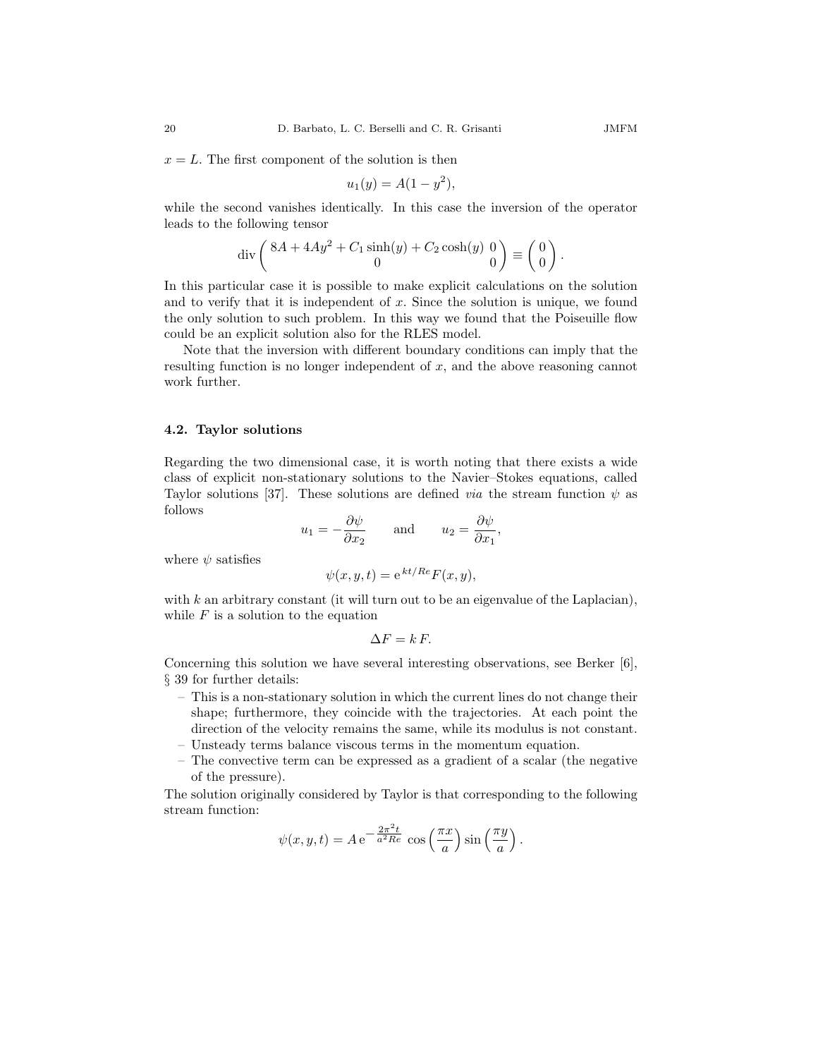$x = L$. The first component of the solution is then

$$u_1(y) = A(1 - y^2),$$

while the second vanishes identically. In this case the inversion of the operator leads to the following tensor

$$\operatorname{div} \begin{pmatrix} 8A + 4Ay^2 + C_1 \sinh(y) + C_2 \cosh(y) & 0 \\ 0 & 0 \end{pmatrix} \equiv \begin{pmatrix} 0 \\ 0 \end{pmatrix}.$$

In this particular case it is possible to make explicit calculations on the solution and to verify that it is independent of $x$. Since the solution is unique, we found the only solution to such problem. In this way we found that the Poiseuille flow could be an explicit solution also for the RLES model.

Note that the inversion with different boundary conditions can imply that the resulting function is no longer independent of $x$, and the above reasoning cannot work further.

### 4.2. Taylor solutions

Regarding the two dimensional case, it is worth noting that there exists a wide class of explicit non-stationary solutions to the Navier–Stokes equations, called Taylor solutions [37]. These solutions are defined *via* the stream function $\psi$ as follows

$$u_1 = -\frac{\partial \psi}{\partial x_2} \qquad \text{and} \qquad u_2 = \frac{\partial \psi}{\partial x_1},$$

where $\psi$ satisfies

$$\psi(x, y, t) = \mathrm{e}^{\,kt/Re} F(x, y),$$

with $k$ an arbitrary constant (it will turn out to be an eigenvalue of the Laplacian), while $F$ is a solution to the equation

$$\Delta F = k\, F.$$

Concerning this solution we have several interesting observations, see Berker [6], § 39 for further details:

- This is a non-stationary solution in which the current lines do not change their shape; furthermore, they coincide with the trajectories. At each point the direction of the velocity remains the same, while its modulus is not constant.
- Unsteady terms balance viscous terms in the momentum equation.
- The convective term can be expressed as a gradient of a scalar (the negative of the pressure).

The solution originally considered by Taylor is that corresponding to the following stream function:

$$\psi(x, y, t) = A\, \mathrm{e}^{-\frac{2\pi^2 t}{a^2 Re}} \cos\left(\frac{\pi x}{a}\right) \sin\left(\frac{\pi y}{a}\right).$$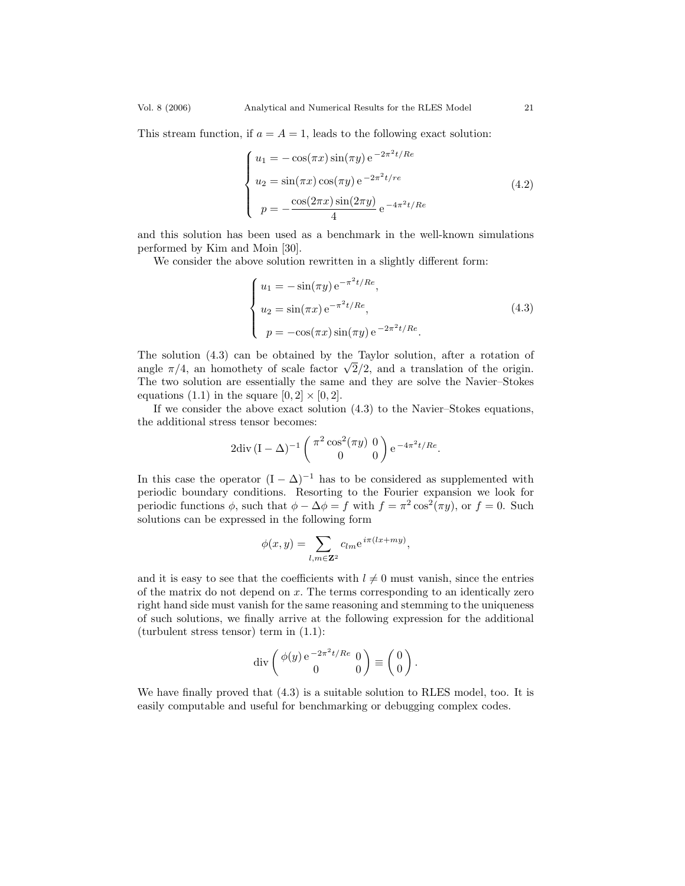This stream function, if $a = A = 1$, leads to the following exact solution:

$$
\begin{cases}
u_1 = -\cos(\pi x)\sin(\pi y)\,\mathrm{e}^{-2\pi^2 t/Re} \\[2mm]
u_2 = \sin(\pi x)\cos(\pi y)\,\mathrm{e}^{-2\pi^2 t/re} \\[2mm]
\;p = -\dfrac{\cos(2\pi x)\sin(2\pi y)}{4}\,\mathrm{e}^{-4\pi^2 t/Re}
\end{cases}
\tag{4.2}
$$

and this solution has been used as a benchmark in the well-known simulations performed by Kim and Moin [30].

We consider the above solution rewritten in a slightly different form:

$$
\begin{cases}
u_1 = -\sin(\pi y)\,\mathrm{e}^{-\pi^2 t/Re}, \\[2mm]
u_2 = \sin(\pi x)\,\mathrm{e}^{-\pi^2 t/Re}, \\[2mm]
\;p = -\cos(\pi x)\sin(\pi y)\,\mathrm{e}^{-2\pi^2 t/Re}.
\end{cases}
\tag{4.3}
$$

The solution (4.3) can be obtained by the Taylor solution, after a rotation of angle $\pi/4$, an homothety of scale factor $\sqrt{2}/2$, and a translation of the origin. The two solution are essentially the same and they are solve the Navier–Stokes equations (1.1) in the square $[0,2] \times [0,2]$.

If we consider the above exact solution (4.3) to the Navier–Stokes equations, the additional stress tensor becomes:

$$
2\mathrm{div}\,(\mathrm{I} - \Delta)^{-1} \begin{pmatrix} \pi^2\cos^2(\pi y) & 0 \\ 0 & 0 \end{pmatrix} \mathrm{e}^{-4\pi^2 t/Re}.
$$

In this case the operator $(\mathrm{I} - \Delta)^{-1}$ has to be considered as supplemented with periodic boundary conditions. Resorting to the Fourier expansion we look for periodic functions $\phi$, such that $\phi - \Delta\phi = f$ with $f = \pi^2\cos^2(\pi y)$, or $f = 0$. Such solutions can be expressed in the following form

$$
\phi(x,y) = \sum_{l,m \in \mathbf{Z}^2} c_{lm}\mathrm{e}^{\,i\pi(lx+my)},
$$

and it is easy to see that the coefficients with $l \neq 0$ must vanish, since the entries of the matrix do not depend on $x$. The terms corresponding to an identically zero right hand side must vanish for the same reasoning and stemming to the uniqueness of such solutions, we finally arrive at the following expression for the additional (turbulent stress tensor) term in (1.1):

$$
\mathrm{div}\begin{pmatrix} \phi(y)\,\mathrm{e}^{-2\pi^2 t/Re} & 0 \\ 0 & 0 \end{pmatrix} \equiv \begin{pmatrix} 0 \\ 0 \end{pmatrix}.
$$

We have finally proved that (4.3) is a suitable solution to RLES model, too. It is easily computable and useful for benchmarking or debugging complex codes.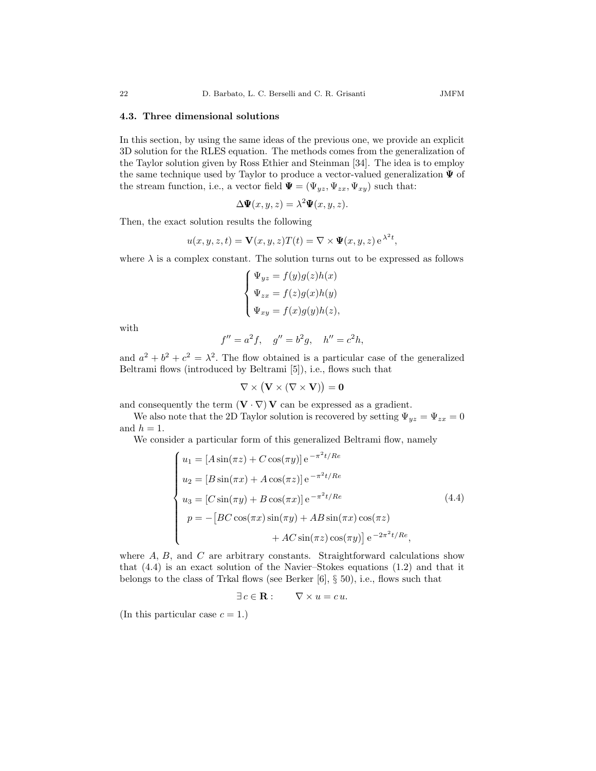### 4.3. Three dimensional solutions

In this section, by using the same ideas of the previous one, we provide an explicit 3D solution for the RLES equation. The methods comes from the generalization of the Taylor solution given by Ross Ethier and Steinman [34]. The idea is to employ the same technique used by Taylor to produce a vector-valued generalization $\boldsymbol{\Psi}$ of the stream function, i.e., a vector field $\boldsymbol{\Psi} = (\Psi_{yz}, \Psi_{zx}, \Psi_{xy})$ such that:

$$\Delta \boldsymbol{\Psi}(x, y, z) = \lambda^2 \boldsymbol{\Psi}(x, y, z).$$

Then, the exact solution results the following

$$u(x, y, z, t) = \mathbf{V}(x, y, z)T(t) = \nabla \times \boldsymbol{\Psi}(x, y, z)\, \mathrm{e}^{\lambda^2 t},$$

where $\lambda$ is a complex constant. The solution turns out to be expressed as follows

$$\begin{cases} \Psi_{yz} = f(y)g(z)h(x) \\ \Psi_{zx} = f(z)g(x)h(y) \\ \Psi_{xy} = f(x)g(y)h(z), \end{cases}$$

with

$$f'' = a^2 f, \quad g'' = b^2 g, \quad h'' = c^2 h,$$

and $a^2 + b^2 + c^2 = \lambda^2$. The flow obtained is a particular case of the generalized Beltrami flows (introduced by Beltrami [5]), i.e., flows such that

$$\nabla \times \big(\mathbf{V} \times (\nabla \times \mathbf{V})\big) = \mathbf{0}$$

and consequently the term $(\mathbf{V} \cdot \nabla)\, \mathbf{V}$ can be expressed as a gradient.

We also note that the 2D Taylor solution is recovered by setting $\Psi_{yz} = \Psi_{zx} = 0$ and $h = 1$.

We consider a particular form of this generalized Beltrami flow, namely

$$\begin{cases} u_1 = [A \sin(\pi z) + C \cos(\pi y)]\, \mathrm{e}^{-\pi^2 t/Re} \\ u_2 = [B \sin(\pi x) + A \cos(\pi z)]\, \mathrm{e}^{-\pi^2 t/Re} \\ u_3 = [C \sin(\pi y) + B \cos(\pi x)]\, \mathrm{e}^{-\pi^2 t/Re} \\ \;\; p = -\big[BC \cos(\pi x) \sin(\pi y) + AB \sin(\pi x) \cos(\pi z) \\ \qquad\qquad + AC \sin(\pi z) \cos(\pi y)\big]\, \mathrm{e}^{-2\pi^2 t/Re}, \end{cases} \tag{4.4}$$

where $A$, $B$, and $C$ are arbitrary constants. Straightforward calculations show that (4.4) is an exact solution of the Navier–Stokes equations (1.2) and that it belongs to the class of Trkal flows (see Berker [6], § 50), i.e., flows such that

$$\exists\, c \in \mathbf{R} : \qquad \nabla \times u = c\, u.$$

(In this particular case $c = 1$.)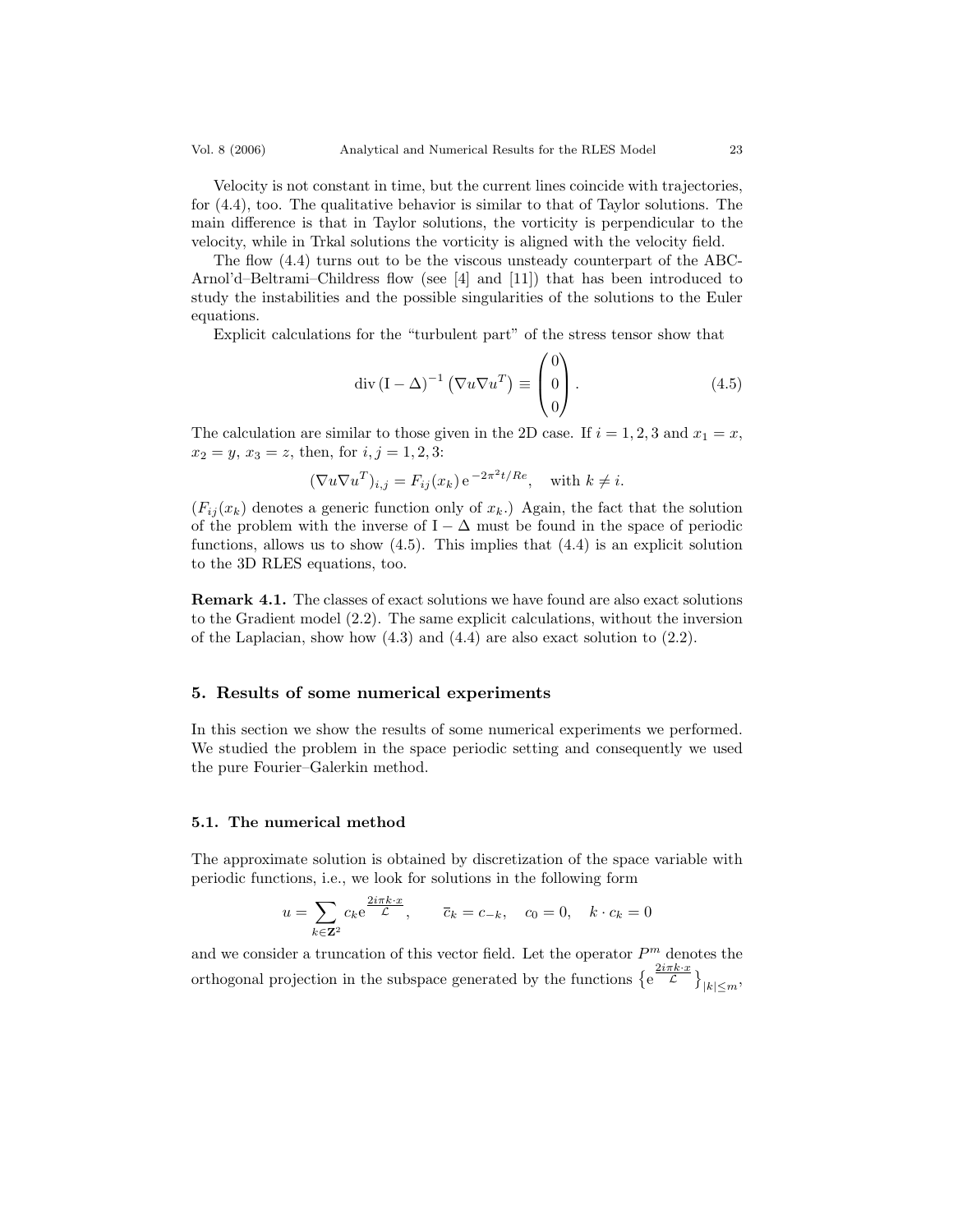Velocity is not constant in time, but the current lines coincide with trajectories, for (4.4), too. The qualitative behavior is similar to that of Taylor solutions. The main difference is that in Taylor solutions, the vorticity is perpendicular to the velocity, while in Trkal solutions the vorticity is aligned with the velocity field.

The flow (4.4) turns out to be the viscous unsteady counterpart of the ABC-Arnol'd–Beltrami–Childress flow (see [4] and [11]) that has been introduced to study the instabilities and the possible singularities of the solutions to the Euler equations.

Explicit calculations for the "turbulent part" of the stress tensor show that

$$\operatorname{div}\left(\mathrm{I}-\Delta\right)^{-1}\left(\nabla u \nabla u^T\right) \equiv \begin{pmatrix} 0 \\ 0 \\ 0 \end{pmatrix}. \tag{4.5}$$

The calculation are similar to those given in the 2D case. If $i = 1, 2, 3$ and $x_1 = x$, $x_2 = y$, $x_3 = z$, then, for $i, j = 1, 2, 3$:

$$(\nabla u \nabla u^T)_{i,j} = F_{ij}(x_k)\, \mathrm{e}^{-2\pi^2 t/Re}, \quad \text{with } k \neq i.$$

($F_{ij}(x_k)$ denotes a generic function only of $x_k$.) Again, the fact that the solution of the problem with the inverse of $\mathrm{I} - \Delta$ must be found in the space of periodic functions, allows us to show (4.5). This implies that (4.4) is an explicit solution to the 3D RLES equations, too.

**Remark 4.1.** The classes of exact solutions we have found are also exact solutions to the Gradient model (2.2). The same explicit calculations, without the inversion of the Laplacian, show how (4.3) and (4.4) are also exact solution to (2.2).

## 5. Results of some numerical experiments

In this section we show the results of some numerical experiments we performed. We studied the problem in the space periodic setting and consequently we used the pure Fourier–Galerkin method.

### 5.1. The numerical method

The approximate solution is obtained by discretization of the space variable with periodic functions, i.e., we look for solutions in the following form

$$u = \sum_{k \in \mathbf{Z}^2} c_k \mathrm{e}^{\frac{2i\pi k\cdot x}{\mathcal{L}}}, \qquad \overline{c}_k = c_{-k}, \quad c_0 = 0, \quad k \cdot c_k = 0$$

and we consider a truncation of this vector field. Let the operator $P^m$ denotes the orthogonal projection in the subspace generated by the functions $\left\{\mathrm{e}^{\frac{2i\pi k\cdot x}{\mathcal{L}}}\right\}_{|k|\leq m}$,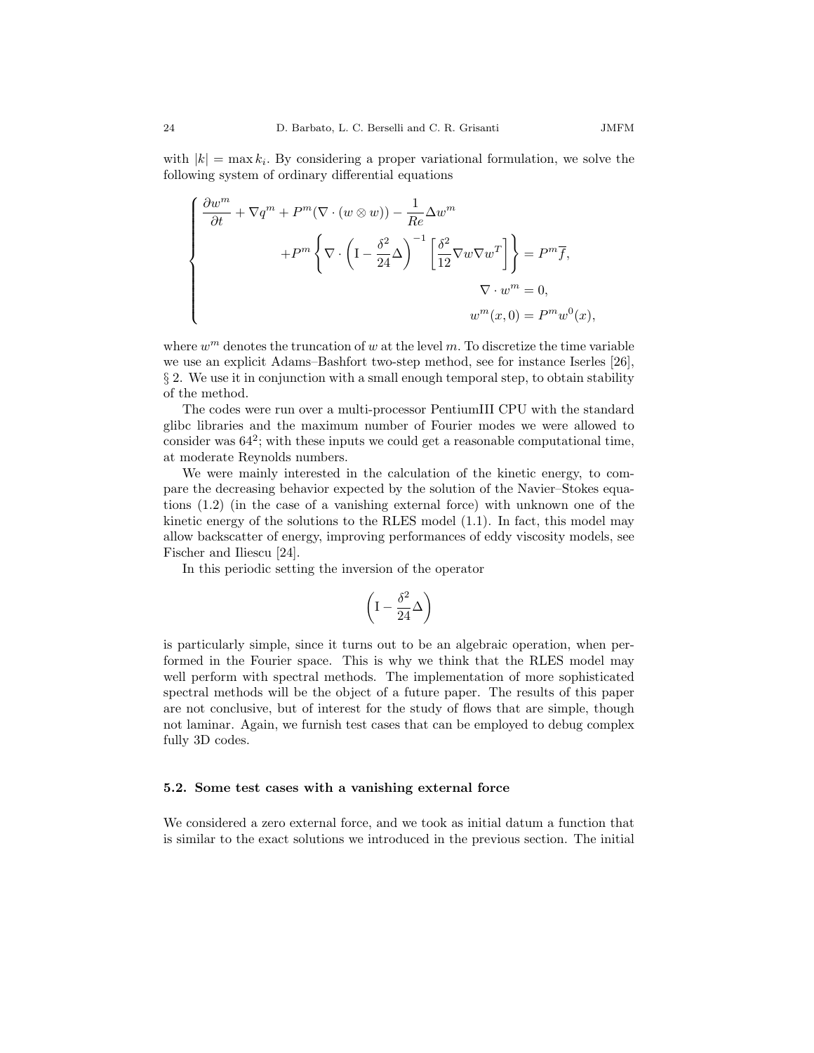with $|k| = \max k_i$. By considering a proper variational formulation, we solve the following system of ordinary differential equations

$$
\begin{cases}
\dfrac{\partial w^m}{\partial t} + \nabla q^m + P^m(\nabla \cdot (w \otimes w)) - \dfrac{1}{Re}\Delta w^m \\
\qquad\qquad + P^m \left\{ \nabla \cdot \left( \mathrm{I} - \dfrac{\delta^2}{24}\Delta \right)^{-1} \left[ \dfrac{\delta^2}{12} \nabla w \nabla w^T \right] \right\} = P^m \overline{f}, \\
\qquad\qquad\qquad\qquad\qquad\qquad\qquad\qquad \nabla \cdot w^m = 0, \\
\qquad\qquad\qquad\qquad\qquad\qquad\qquad w^m(x,0) = P^m w^0(x),
\end{cases}
$$

where $w^m$ denotes the truncation of $w$ at the level $m$. To discretize the time variable we use an explicit Adams–Bashfort two-step method, see for instance Iserles [26], § 2. We use it in conjunction with a small enough temporal step, to obtain stability of the method.

The codes were run over a multi-processor PentiumIII CPU with the standard glibc libraries and the maximum number of Fourier modes we were allowed to consider was $64^2$; with these inputs we could get a reasonable computational time, at moderate Reynolds numbers.

We were mainly interested in the calculation of the kinetic energy, to compare the decreasing behavior expected by the solution of the Navier–Stokes equations (1.2) (in the case of a vanishing external force) with unknown one of the kinetic energy of the solutions to the RLES model (1.1). In fact, this model may allow backscatter of energy, improving performances of eddy viscosity models, see Fischer and Iliescu [24].

In this periodic setting the inversion of the operator

$$
\left( \mathrm{I} - \frac{\delta^2}{24}\Delta \right)
$$

is particularly simple, since it turns out to be an algebraic operation, when performed in the Fourier space. This is why we think that the RLES model may well perform with spectral methods. The implementation of more sophisticated spectral methods will be the object of a future paper. The results of this paper are not conclusive, but of interest for the study of flows that are simple, though not laminar. Again, we furnish test cases that can be employed to debug complex fully 3D codes.

### 5.2. Some test cases with a vanishing external force

We considered a zero external force, and we took as initial datum a function that is similar to the exact solutions we introduced in the previous section. The initial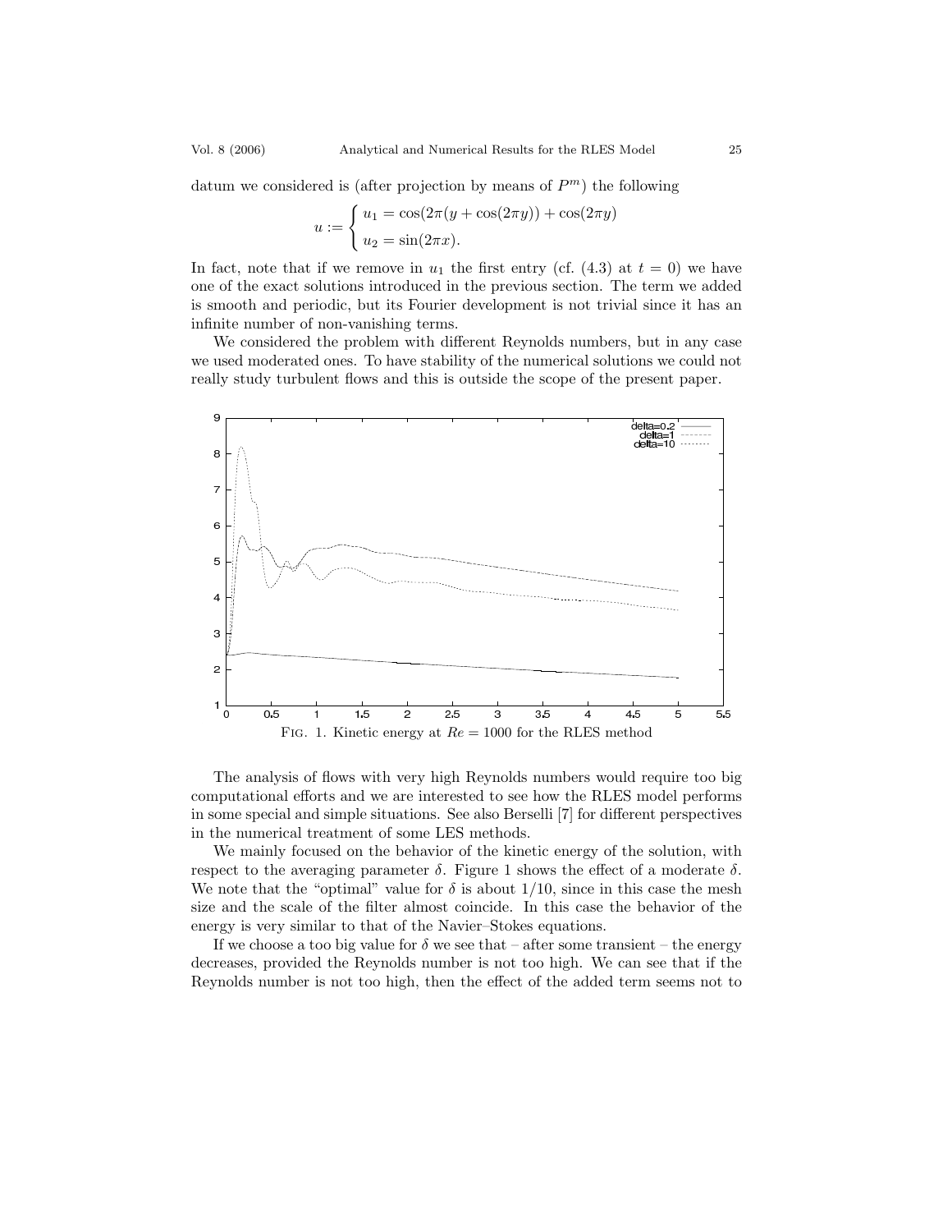datum we considered is (after projection by means of $P^m$) the following

$$u := \begin{cases} u_1 = \cos(2\pi(y + \cos(2\pi y)) + \cos(2\pi y) \\ u_2 = \sin(2\pi x). \end{cases}$$

In fact, note that if we remove in $u_1$ the first entry (cf. (4.3) at $t = 0$) we have one of the exact solutions introduced in the previous section. The term we added is smooth and periodic, but its Fourier development is not trivial since it has an infinite number of non-vanishing terms.

We considered the problem with different Reynolds numbers, but in any case we used moderated ones. To have stability of the numerical solutions we could not really study turbulent flows and this is outside the scope of the present paper.

FIG. 1. Kinetic energy at $Re = 1000$ for the RLES method

The analysis of flows with very high Reynolds numbers would require too big computational efforts and we are interested to see how the RLES model performs in some special and simple situations. See also Berselli [7] for different perspectives in the numerical treatment of some LES methods.

We mainly focused on the behavior of the kinetic energy of the solution, with respect to the averaging parameter $\delta$. Figure 1 shows the effect of a moderate $\delta$. We note that the "optimal" value for $\delta$ is about $1/10$, since in this case the mesh size and the scale of the filter almost coincide. In this case the behavior of the energy is very similar to that of the Navier–Stokes equations.

If we choose a too big value for $\delta$ we see that – after some transient – the energy decreases, provided the Reynolds number is not too high. We can see that if the Reynolds number is not too high, then the effect of the added term seems not to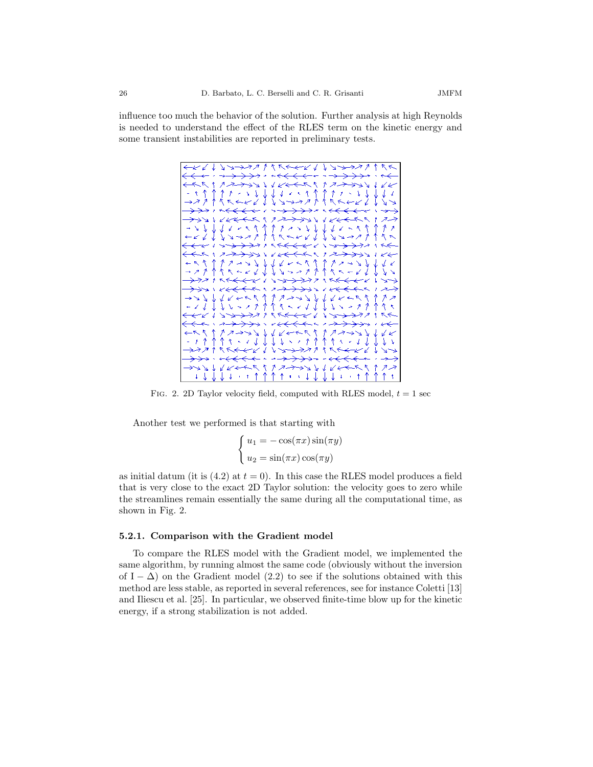influence too much the behavior of the solution. Further analysis at high Reynolds is needed to understand the effect of the RLES term on the kinetic energy and some transient instabilities are reported in preliminary tests.

FIG. 2. 2D Taylor velocity field, computed with RLES model, $t = 1$ sec

Another test we performed is that starting with

$$\begin{cases} u_1 = -\cos(\pi x)\sin(\pi y) \\ u_2 = \sin(\pi x)\cos(\pi y) \end{cases}$$

as initial datum (it is (4.2) at $t = 0$). In this case the RLES model produces a field that is very close to the exact 2D Taylor solution: the velocity goes to zero while the streamlines remain essentially the same during all the computational time, as shown in Fig. 2.

### 5.2.1. Comparison with the Gradient model

To compare the RLES model with the Gradient model, we implemented the same algorithm, by running almost the same code (obviously without the inversion of $\mathrm{I} - \Delta$) on the Gradient model (2.2) to see if the solutions obtained with this method are less stable, as reported in several references, see for instance Coletti [13] and Iliescu et al. [25]. In particular, we observed finite-time blow up for the kinetic energy, if a strong stabilization is not added.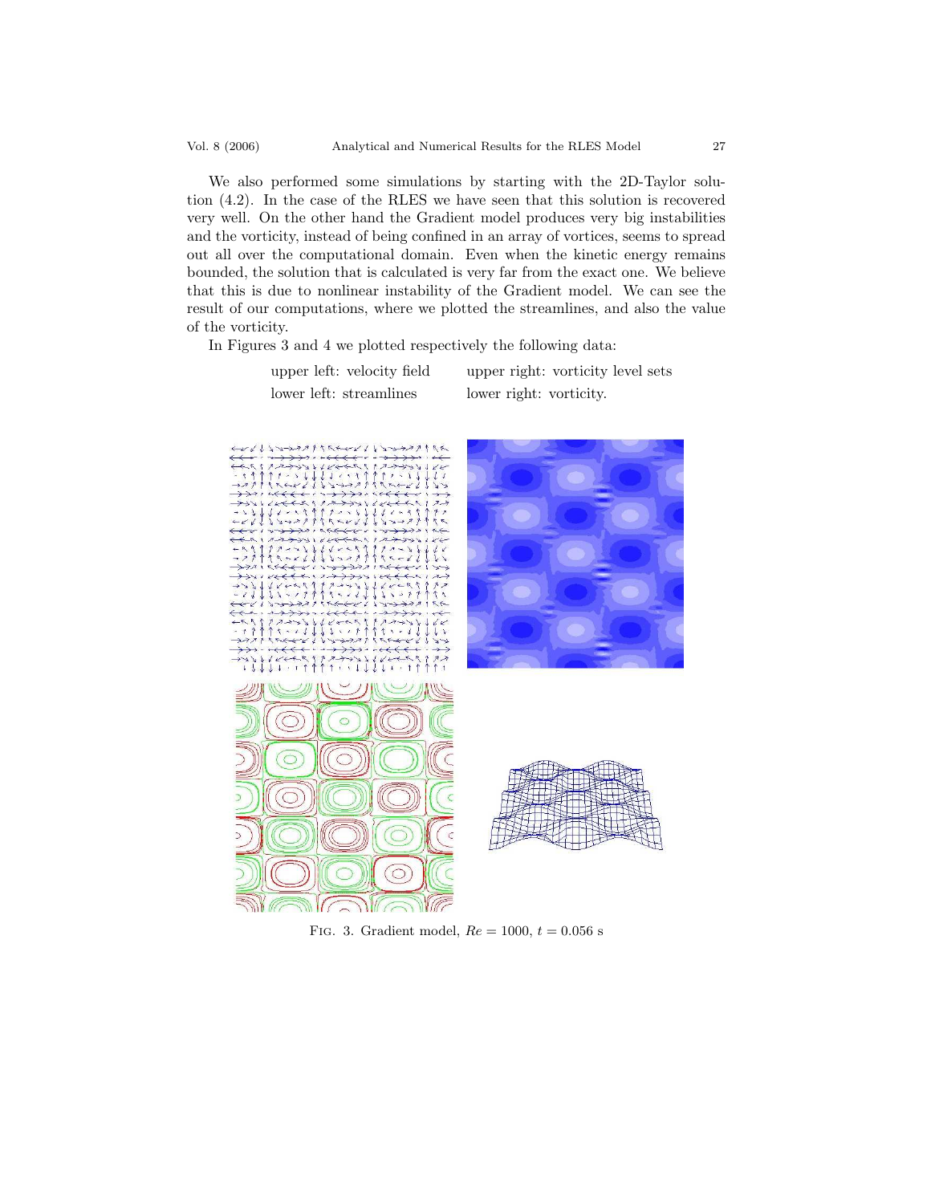We also performed some simulations by starting with the 2D-Taylor solution (4.2). In the case of the RLES we have seen that this solution is recovered very well. On the other hand the Gradient model produces very big instabilities and the vorticity, instead of being confined in an array of vortices, seems to spread out all over the computational domain. Even when the kinetic energy remains bounded, the solution that is calculated is very far from the exact one. We believe that this is due to nonlinear instability of the Gradient model. We can see the result of our computations, where we plotted the streamlines, and also the value of the vorticity.

In Figures 3 and 4 we plotted respectively the following data:

| | |
|---|---|
| upper left: velocity field | upper right: vorticity level sets |
| lower left: streamlines | lower right: vorticity. |

FIG. 3. Gradient model, $Re = 1000$, $t = 0.056$ s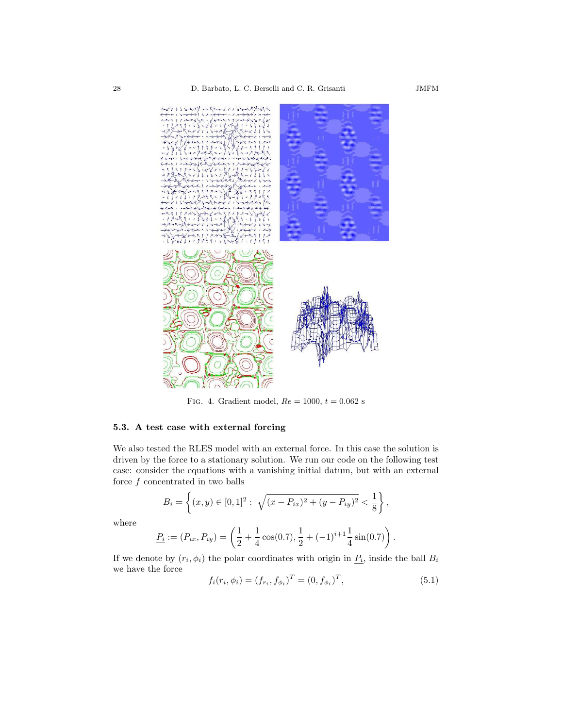FIG. 4. Gradient model, $Re = 1000$, $t = 0.062$ s

### 5.3. A test case with external forcing

We also tested the RLES model with an external force. In this case the solution is driven by the force to a stationary solution. We run our code on the following test case: consider the equations with a vanishing initial datum, but with an external force $f$ concentrated in two balls

$$B_i = \left\{ (x, y) \in [0, 1]^2 : \sqrt{(x - P_{ix})^2 + (y - P_{iy})^2} < \frac{1}{8} \right\},$$

where

$$\underline{P_i} := (P_{ix}, P_{iy}) = \left( \frac{1}{2} + \frac{1}{4}\cos(0.7), \frac{1}{2} + (-1)^{i+1}\frac{1}{4}\sin(0.7) \right).$$

If we denote by $(r_i, \phi_i)$ the polar coordinates with origin in $\underline{P_i}$, inside the ball $B_i$ we have the force

$$f_i(r_i, \phi_i) = (f_{r_i}, f_{\phi_i})^T = (0, f_{\phi_i})^T, \tag{5.1}$$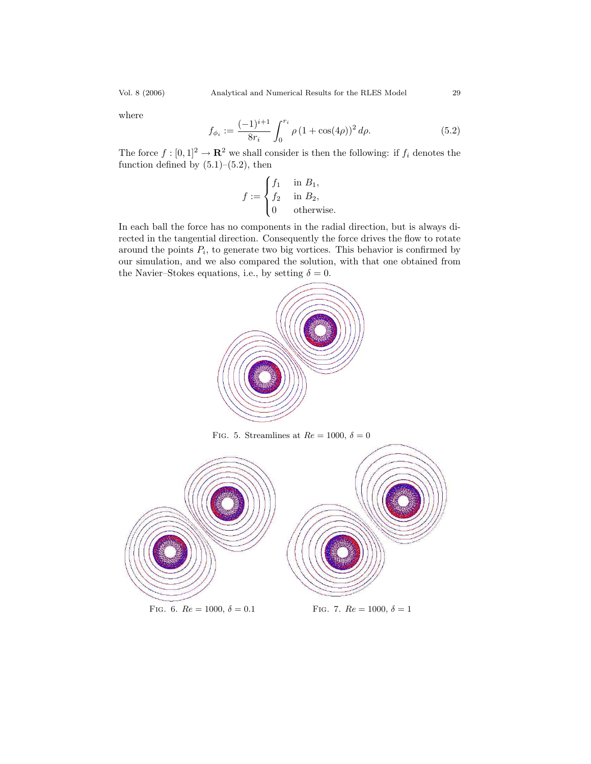where

$$f_{\phi_i} := \frac{(-1)^{i+1}}{8r_i} \int_0^{r_i} \rho \, (1 + \cos(4\rho))^2 \, d\rho. \tag{5.2}$$

The force $f : [0,1]^2 \to \mathbf{R}^2$ we shall consider is then the following: if $f_i$ denotes the function defined by (5.1)–(5.2), then

$$f := \begin{cases} f_1 & \text{in } B_1, \\ f_2 & \text{in } B_2, \\ 0 & \text{otherwise.} \end{cases}$$

In each ball the force has no components in the radial direction, but is always directed in the tangential direction. Consequently the force drives the flow to rotate around the points $P_i$, to generate two big vortices. This behavior is confirmed by our simulation, and we also compared the solution, with that one obtained from the Navier–Stokes equations, i.e., by setting $\delta = 0$.

FIG. 5. Streamlines at $Re = 1000$, $\delta = 0$

FIG. 6. $Re = 1000$, $\delta = 0.1$

FIG. 7. $Re = 1000$, $\delta = 1$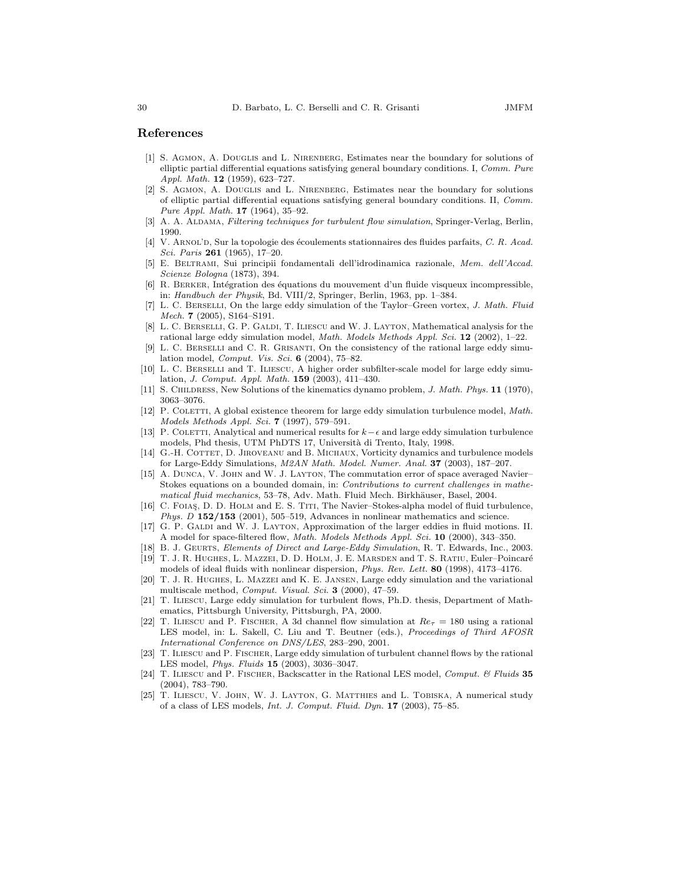## References

[1] S. Agmon, A. Douglis and L. Nirenberg, Estimates near the boundary for solutions of elliptic partial differential equations satisfying general boundary conditions. I, *Comm. Pure Appl. Math.* **12** (1959), 623–727.

[2] S. Agmon, A. Douglis and L. Nirenberg, Estimates near the boundary for solutions of elliptic partial differential equations satisfying general boundary conditions. II, *Comm. Pure Appl. Math.* **17** (1964), 35–92.

[3] A. A. Aldama, *Filtering techniques for turbulent flow simulation*, Springer-Verlag, Berlin, 1990.

[4] V. Arnol'd, Sur la topologie des écoulements stationnaires des fluides parfaits, *C. R. Acad. Sci. Paris* **261** (1965), 17–20.

[5] E. Beltrami, Sui principii fondamentali dell'idrodinamica razionale, *Mem. dell'Accad. Scienze Bologna* (1873), 394.

[6] R. Berker, Intégration des équations du mouvement d'un fluide visqueux incompressible, in: *Handbuch der Physik*, Bd. VIII/2, Springer, Berlin, 1963, pp. 1–384.

[7] L. C. Berselli, On the large eddy simulation of the Taylor–Green vortex, *J. Math. Fluid Mech.* **7** (2005), S164–S191.

[8] L. C. Berselli, G. P. Galdi, T. Iliescu and W. J. Layton, Mathematical analysis for the rational large eddy simulation model, *Math. Models Methods Appl. Sci.* **12** (2002), 1–22.

[9] L. C. Berselli and C. R. Grisanti, On the consistency of the rational large eddy simulation model, *Comput. Vis. Sci.* **6** (2004), 75–82.

[10] L. C. Berselli and T. Iliescu, A higher order subfilter-scale model for large eddy simulation, *J. Comput. Appl. Math.* **159** (2003), 411–430.

[11] S. Childress, New Solutions of the kinematics dynamo problem, *J. Math. Phys.* **11** (1970), 3063–3076.

[12] P. Coletti, A global existence theorem for large eddy simulation turbulence model, *Math. Models Methods Appl. Sci.* **7** (1997), 579–591.

[13] P. Coletti, Analytical and numerical results for $k-\epsilon$ and large eddy simulation turbulence models, Phd thesis, UTM PhDTS 17, Università di Trento, Italy, 1998.

[14] G.-H. Cottet, D. Jiroveanu and B. Michaux, Vorticity dynamics and turbulence models for Large-Eddy Simulations, *M2AN Math. Model. Numer. Anal.* **37** (2003), 187–207.

[15] A. Dunca, V. John and W. J. Layton, The commutation error of space averaged Navier–Stokes equations on a bounded domain, in: *Contributions to current challenges in mathematical fluid mechanics*, 53–78, Adv. Math. Fluid Mech. Birkhäuser, Basel, 2004.

[16] C. Foiaş, D. D. Holm and E. S. Titi, The Navier–Stokes-alpha model of fluid turbulence, *Phys. D* **152/153** (2001), 505–519, Advances in nonlinear mathematics and science.

[17] G. P. Galdi and W. J. Layton, Approximation of the larger eddies in fluid motions. II. A model for space-filtered flow, *Math. Models Methods Appl. Sci.* **10** (2000), 343–350.

[18] B. J. Geurts, *Elements of Direct and Large-Eddy Simulation*, R. T. Edwards, Inc., 2003.

[19] T. J. R. Hughes, L. Mazzei, D. D. Holm, J. E. Marsden and T. S. Ratiu, Euler–Poincaré models of ideal fluids with nonlinear dispersion, *Phys. Rev. Lett.* **80** (1998), 4173–4176.

[20] T. J. R. Hughes, L. Mazzei and K. E. Jansen, Large eddy simulation and the variational multiscale method, *Comput. Visual. Sci.* **3** (2000), 47–59.

[21] T. Iliescu, Large eddy simulation for turbulent flows, Ph.D. thesis, Department of Mathematics, Pittsburgh University, Pittsburgh, PA, 2000.

[22] T. Iliescu and P. Fischer, A 3d channel flow simulation at $Re_\tau = 180$ using a rational LES model, in: L. Sakell, C. Liu and T. Beutner (eds.), *Proceedings of Third AFOSR International Conference on DNS/LES*, 283–290, 2001.

[23] T. Iliescu and P. Fischer, Large eddy simulation of turbulent channel flows by the rational LES model, *Phys. Fluids* **15** (2003), 3036–3047.

[24] T. Iliescu and P. Fischer, Backscatter in the Rational LES model, *Comput. & Fluids* **35** (2004), 783–790.

[25] T. Iliescu, V. John, W. J. Layton, G. Matthies and L. Tobiska, A numerical study of a class of LES models, *Int. J. Comput. Fluid. Dyn.* **17** (2003), 75–85.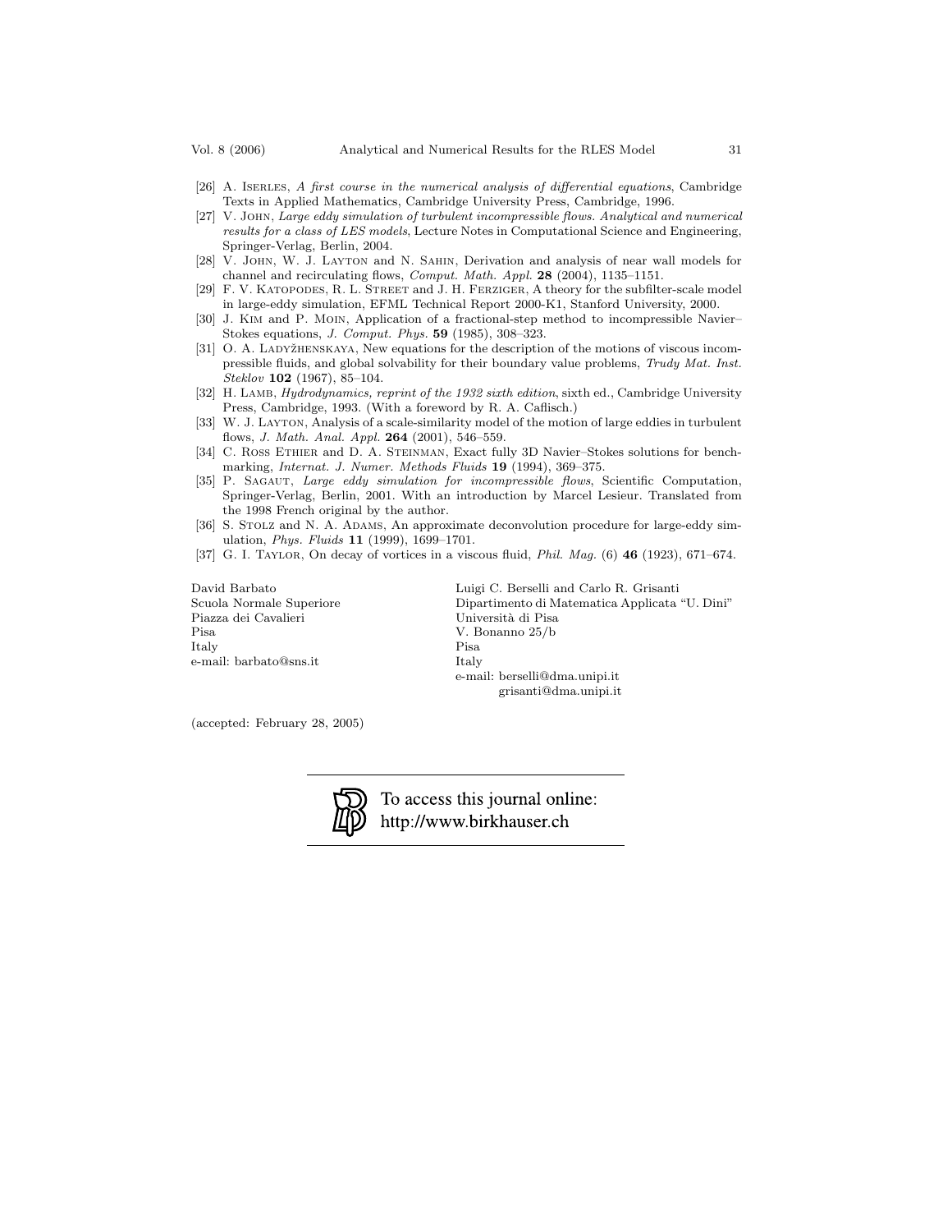[26] A. Iserles, *A first course in the numerical analysis of differential equations*, Cambridge Texts in Applied Mathematics, Cambridge University Press, Cambridge, 1996.

[27] V. John, *Large eddy simulation of turbulent incompressible flows. Analytical and numerical results for a class of LES models*, Lecture Notes in Computational Science and Engineering, Springer-Verlag, Berlin, 2004.

[28] V. John, W. J. Layton and N. Sahin, Derivation and analysis of near wall models for channel and recirculating flows, *Comput. Math. Appl.* **28** (2004), 1135–1151.

[29] F. V. Katopodes, R. L. Street and J. H. Ferziger, A theory for the subfilter-scale model in large-eddy simulation, EFML Technical Report 2000-K1, Stanford University, 2000.

[30] J. Kim and P. Moin, Application of a fractional-step method to incompressible Navier–Stokes equations, *J. Comput. Phys.* **59** (1985), 308–323.

[31] O. A. Ladyžhenskaya, New equations for the description of the motions of viscous incompressible fluids, and global solvability for their boundary value problems, *Trudy Mat. Inst. Steklov* **102** (1967), 85–104.

[32] H. Lamb, *Hydrodynamics, reprint of the 1932 sixth edition*, sixth ed., Cambridge University Press, Cambridge, 1993. (With a foreword by R. A. Caflisch.)

[33] W. J. Layton, Analysis of a scale-similarity model of the motion of large eddies in turbulent flows, *J. Math. Anal. Appl.* **264** (2001), 546–559.

[34] C. Ross Ethier and D. A. Steinman, Exact fully 3D Navier–Stokes solutions for benchmarking, *Internat. J. Numer. Methods Fluids* **19** (1994), 369–375.

[35] P. Sagaut, *Large eddy simulation for incompressible flows*, Scientific Computation, Springer-Verlag, Berlin, 2001. With an introduction by Marcel Lesieur. Translated from the 1998 French original by the author.

[36] S. Stolz and N. A. Adams, An approximate deconvolution procedure for large-eddy simulation, *Phys. Fluids* **11** (1999), 1699–1701.

[37] G. I. Taylor, On decay of vortices in a viscous fluid, *Phil. Mag.* (6) **46** (1923), 671–674.

David Barbato
Scuola Normale Superiore
Piazza dei Cavalieri
Pisa
Italy
e-mail: barbato@sns.it

Luigi C. Berselli and Carlo R. Grisanti
Dipartimento di Matematica Applicata "U. Dini"
Università di Pisa
V. Bonanno 25/b
Pisa
Italy
e-mail: berselli@dma.unipi.it
grisanti@dma.unipi.it

(accepted: February 28, 2005)

To access this journal online:
http://www.birkhauser.ch